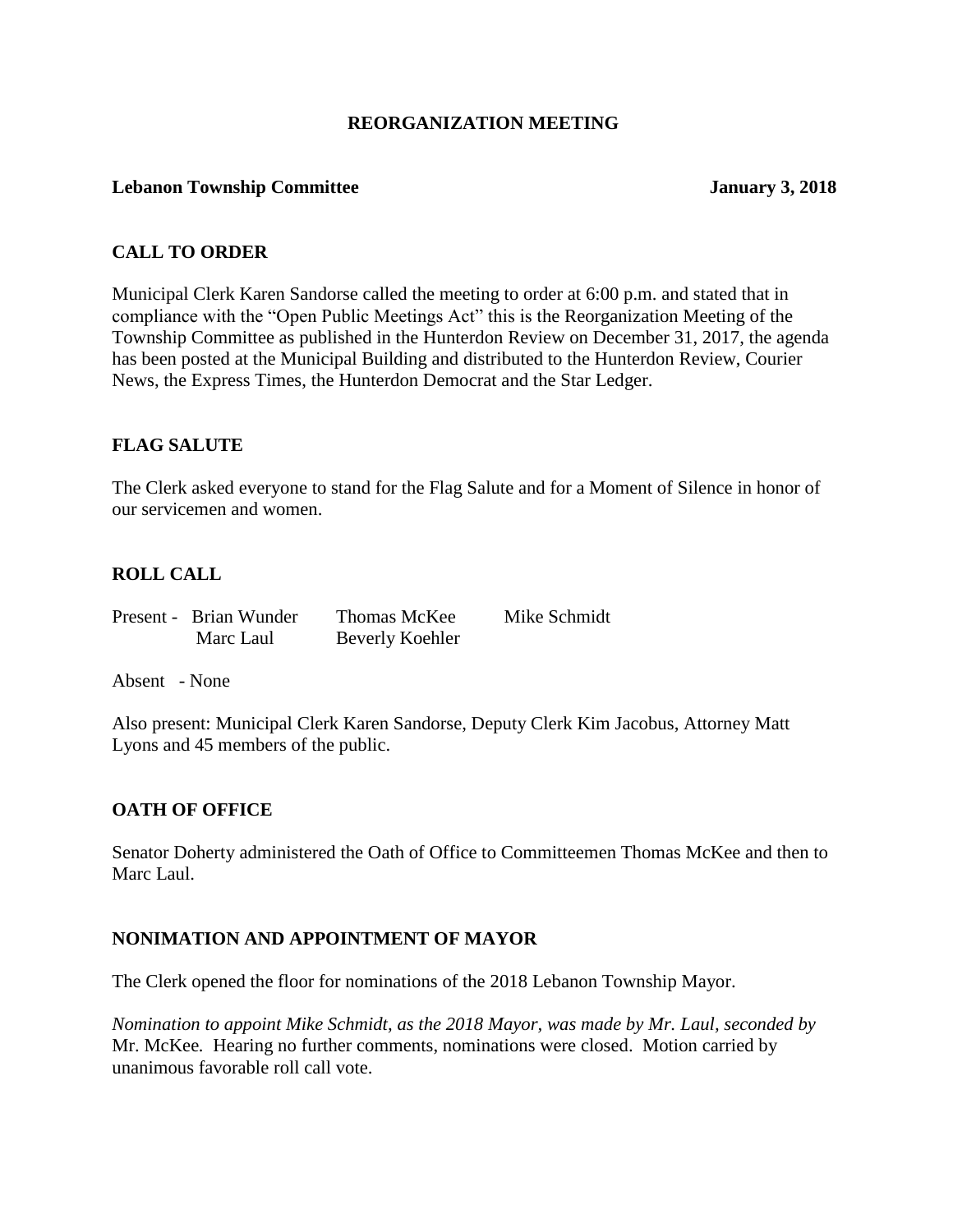## REORGANIZATION MEETING

**Lebanon Township Committee** **January 3, 2018**

### CALL TO ORDER

Municipal Clerk Karen Sandorse called the meeting to order at 6:00 p.m. and stated that in compliance with the "Open Public Meetings Act" this is the Reorganization Meeting of the Township Committee as published in the Hunterdon Review on December 31, 2017, the agenda has been posted at the Municipal Building and distributed to the Hunterdon Review, Courier News, the Express Times, the Hunterdon Democrat and the Star Ledger.

### FLAG SALUTE

The Clerk asked everyone to stand for the Flag Salute and for a Moment of Silence in honor of our servicemen and women.

### ROLL CALL

Present - Brian Wunder Thomas McKee Mike Schmidt
Marc Laul Beverly Koehler

Absent - None

Also present: Municipal Clerk Karen Sandorse, Deputy Clerk Kim Jacobus, Attorney Matt Lyons and 45 members of the public.

### OATH OF OFFICE

Senator Doherty administered the Oath of Office to Committeemen Thomas McKee and then to Marc Laul.

### NONIMATION AND APPOINTMENT OF MAYOR

The Clerk opened the floor for nominations of the 2018 Lebanon Township Mayor.

*Nomination to appoint Mike Schmidt, as the 2018 Mayor, was made by Mr. Laul, seconded by* Mr. McKee*.* Hearing no further comments, nominations were closed. Motion carried by unanimous favorable roll call vote.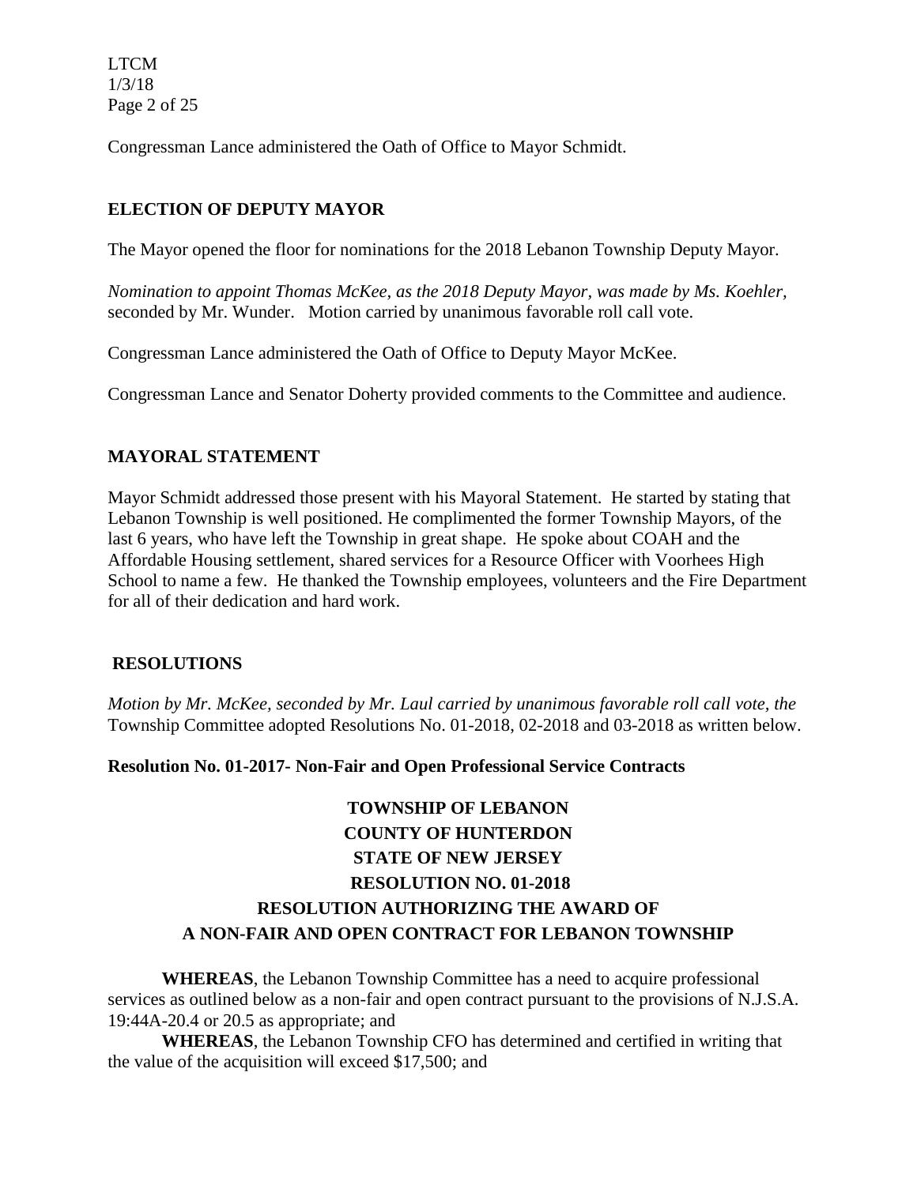Congressman Lance administered the Oath of Office to Mayor Schmidt.

## ELECTION OF DEPUTY MAYOR

The Mayor opened the floor for nominations for the 2018 Lebanon Township Deputy Mayor.

*Nomination to appoint Thomas McKee, as the 2018 Deputy Mayor, was made by Ms. Koehler,* seconded by Mr. Wunder. Motion carried by unanimous favorable roll call vote.

Congressman Lance administered the Oath of Office to Deputy Mayor McKee.

Congressman Lance and Senator Doherty provided comments to the Committee and audience.

## MAYORAL STATEMENT

Mayor Schmidt addressed those present with his Mayoral Statement. He started by stating that Lebanon Township is well positioned. He complimented the former Township Mayors, of the last 6 years, who have left the Township in great shape. He spoke about COAH and the Affordable Housing settlement, shared services for a Resource Officer with Voorhees High School to name a few. He thanked the Township employees, volunteers and the Fire Department for all of their dedication and hard work.

## RESOLUTIONS

*Motion by Mr. McKee, seconded by Mr. Laul carried by unanimous favorable roll call vote, the* Township Committee adopted Resolutions No. 01-2018, 02-2018 and 03-2018 as written below.

**Resolution No. 01-2017- Non-Fair and Open Professional Service Contracts**

**TOWNSHIP OF LEBANON**
**COUNTY OF HUNTERDON**
**STATE OF NEW JERSEY**
**RESOLUTION NO. 01-2018**
**RESOLUTION AUTHORIZING THE AWARD OF**
**A NON-FAIR AND OPEN CONTRACT FOR LEBANON TOWNSHIP**

**WHEREAS**, the Lebanon Township Committee has a need to acquire professional services as outlined below as a non-fair and open contract pursuant to the provisions of N.J.S.A. 19:44A-20.4 or 20.5 as appropriate; and

**WHEREAS**, the Lebanon Township CFO has determined and certified in writing that the value of the acquisition will exceed $17,500; and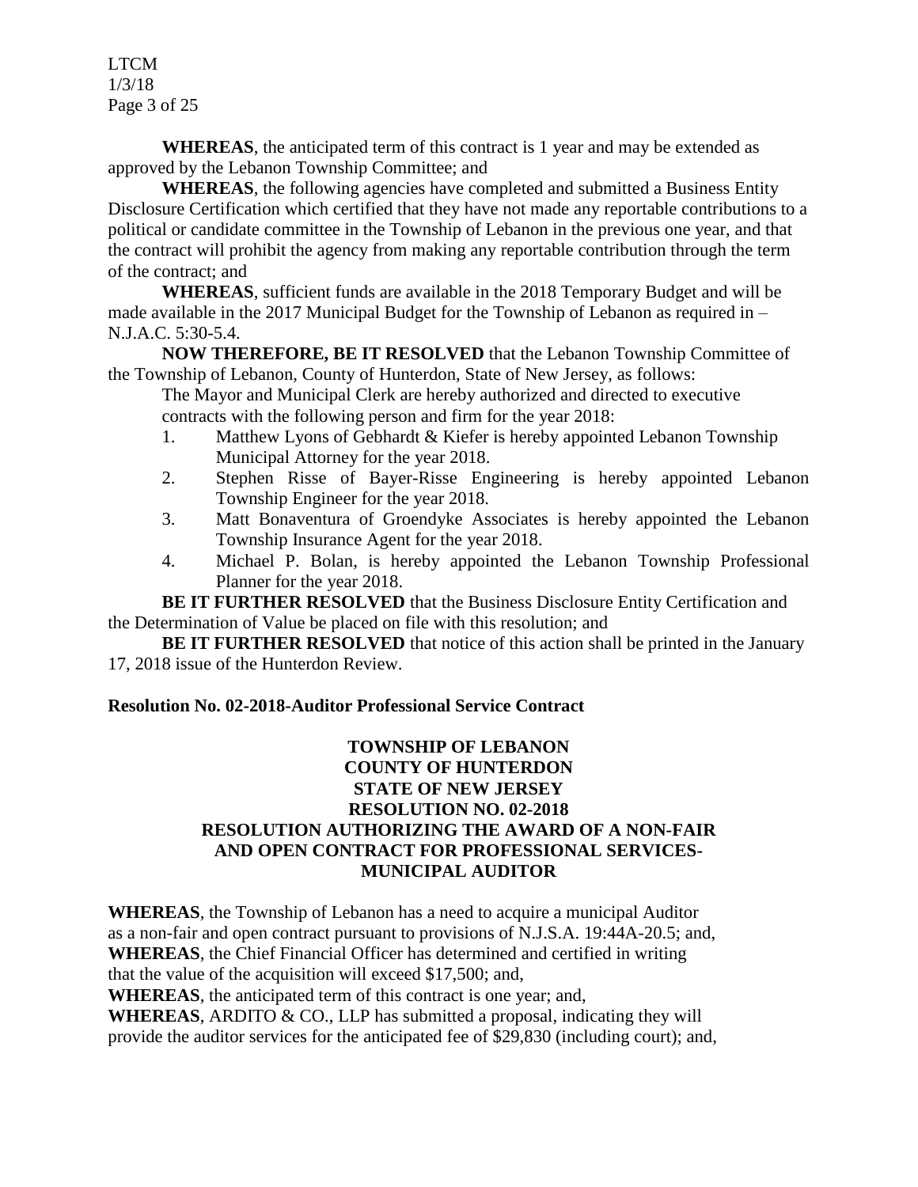**WHEREAS**, the anticipated term of this contract is 1 year and may be extended as approved by the Lebanon Township Committee; and

**WHEREAS**, the following agencies have completed and submitted a Business Entity Disclosure Certification which certified that they have not made any reportable contributions to a political or candidate committee in the Township of Lebanon in the previous one year, and that the contract will prohibit the agency from making any reportable contribution through the term of the contract; and

**WHEREAS**, sufficient funds are available in the 2018 Temporary Budget and will be made available in the 2017 Municipal Budget for the Township of Lebanon as required in – N.J.A.C. 5:30-5.4.

**NOW THEREFORE, BE IT RESOLVED** that the Lebanon Township Committee of the Township of Lebanon, County of Hunterdon, State of New Jersey, as follows:

The Mayor and Municipal Clerk are hereby authorized and directed to executive contracts with the following person and firm for the year 2018:

1. Matthew Lyons of Gebhardt & Kiefer is hereby appointed Lebanon Township Municipal Attorney for the year 2018.
2. Stephen Risse of Bayer-Risse Engineering is hereby appointed Lebanon Township Engineer for the year 2018.
3. Matt Bonaventura of Groendyke Associates is hereby appointed the Lebanon Township Insurance Agent for the year 2018.
4. Michael P. Bolan, is hereby appointed the Lebanon Township Professional Planner for the year 2018.

**BE IT FURTHER RESOLVED** that the Business Disclosure Entity Certification and the Determination of Value be placed on file with this resolution; and

**BE IT FURTHER RESOLVED** that notice of this action shall be printed in the January 17, 2018 issue of the Hunterdon Review.

**Resolution No. 02-2018-Auditor Professional Service Contract**

**TOWNSHIP OF LEBANON**
**COUNTY OF HUNTERDON**
**STATE OF NEW JERSEY**
**RESOLUTION NO. 02-2018**
**RESOLUTION AUTHORIZING THE AWARD OF A NON-FAIR AND OPEN CONTRACT FOR PROFESSIONAL SERVICES-MUNICIPAL AUDITOR**

**WHEREAS**, the Township of Lebanon has a need to acquire a municipal Auditor as a non-fair and open contract pursuant to provisions of N.J.S.A. 19:44A-20.5; and,
**WHEREAS**, the Chief Financial Officer has determined and certified in writing that the value of the acquisition will exceed $17,500; and,
**WHEREAS**, the anticipated term of this contract is one year; and,
**WHEREAS**, ARDITO & CO., LLP has submitted a proposal, indicating they will provide the auditor services for the anticipated fee of $29,830 (including court); and,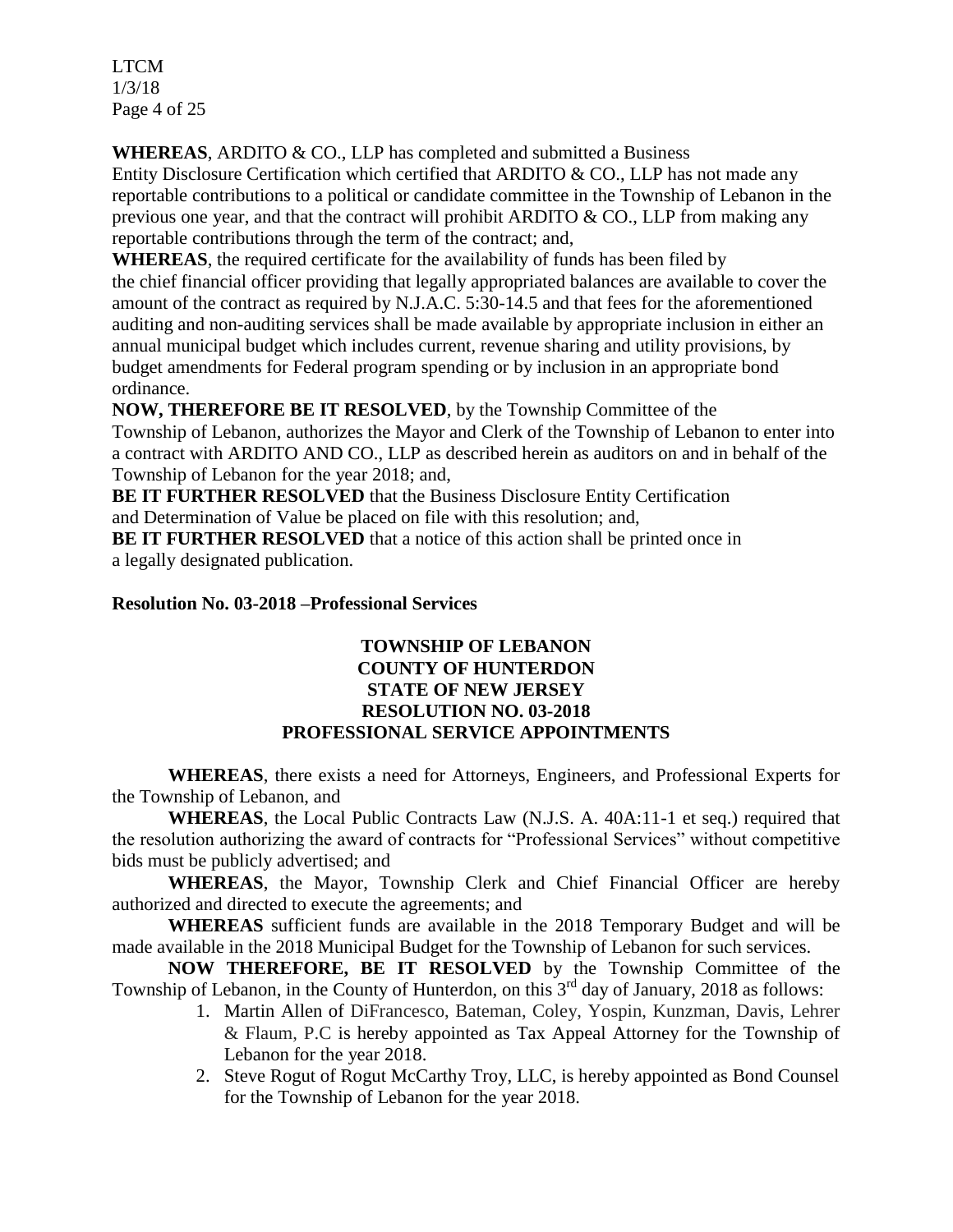**WHEREAS**, ARDITO & CO., LLP has completed and submitted a Business Entity Disclosure Certification which certified that ARDITO & CO., LLP has not made any reportable contributions to a political or candidate committee in the Township of Lebanon in the previous one year, and that the contract will prohibit ARDITO & CO., LLP from making any reportable contributions through the term of the contract; and,

**WHEREAS**, the required certificate for the availability of funds has been filed by the chief financial officer providing that legally appropriated balances are available to cover the amount of the contract as required by N.J.A.C. 5:30-14.5 and that fees for the aforementioned auditing and non-auditing services shall be made available by appropriate inclusion in either an annual municipal budget which includes current, revenue sharing and utility provisions, by budget amendments for Federal program spending or by inclusion in an appropriate bond ordinance.

**NOW, THEREFORE BE IT RESOLVED**, by the Township Committee of the Township of Lebanon, authorizes the Mayor and Clerk of the Township of Lebanon to enter into a contract with ARDITO AND CO., LLP as described herein as auditors on and in behalf of the Township of Lebanon for the year 2018; and,

**BE IT FURTHER RESOLVED** that the Business Disclosure Entity Certification and Determination of Value be placed on file with this resolution; and,

**BE IT FURTHER RESOLVED** that a notice of this action shall be printed once in a legally designated publication.

**Resolution No. 03-2018 –Professional Services**

**TOWNSHIP OF LEBANON**
**COUNTY OF HUNTERDON**
**STATE OF NEW JERSEY**
**RESOLUTION NO. 03-2018**
**PROFESSIONAL SERVICE APPOINTMENTS**

**WHEREAS**, there exists a need for Attorneys, Engineers, and Professional Experts for the Township of Lebanon, and

**WHEREAS**, the Local Public Contracts Law (N.J.S. A. 40A:11-1 et seq.) required that the resolution authorizing the award of contracts for "Professional Services" without competitive bids must be publicly advertised; and

**WHEREAS**, the Mayor, Township Clerk and Chief Financial Officer are hereby authorized and directed to execute the agreements; and

**WHEREAS** sufficient funds are available in the 2018 Temporary Budget and will be made available in the 2018 Municipal Budget for the Township of Lebanon for such services.

**NOW THEREFORE, BE IT RESOLVED** by the Township Committee of the Township of Lebanon, in the County of Hunterdon, on this 3rd day of January, 2018 as follows:

1. Martin Allen of DiFrancesco, Bateman, Coley, Yospin, Kunzman, Davis, Lehrer & Flaum, P.C is hereby appointed as Tax Appeal Attorney for the Township of Lebanon for the year 2018.
2. Steve Rogut of Rogut McCarthy Troy, LLC, is hereby appointed as Bond Counsel for the Township of Lebanon for the year 2018.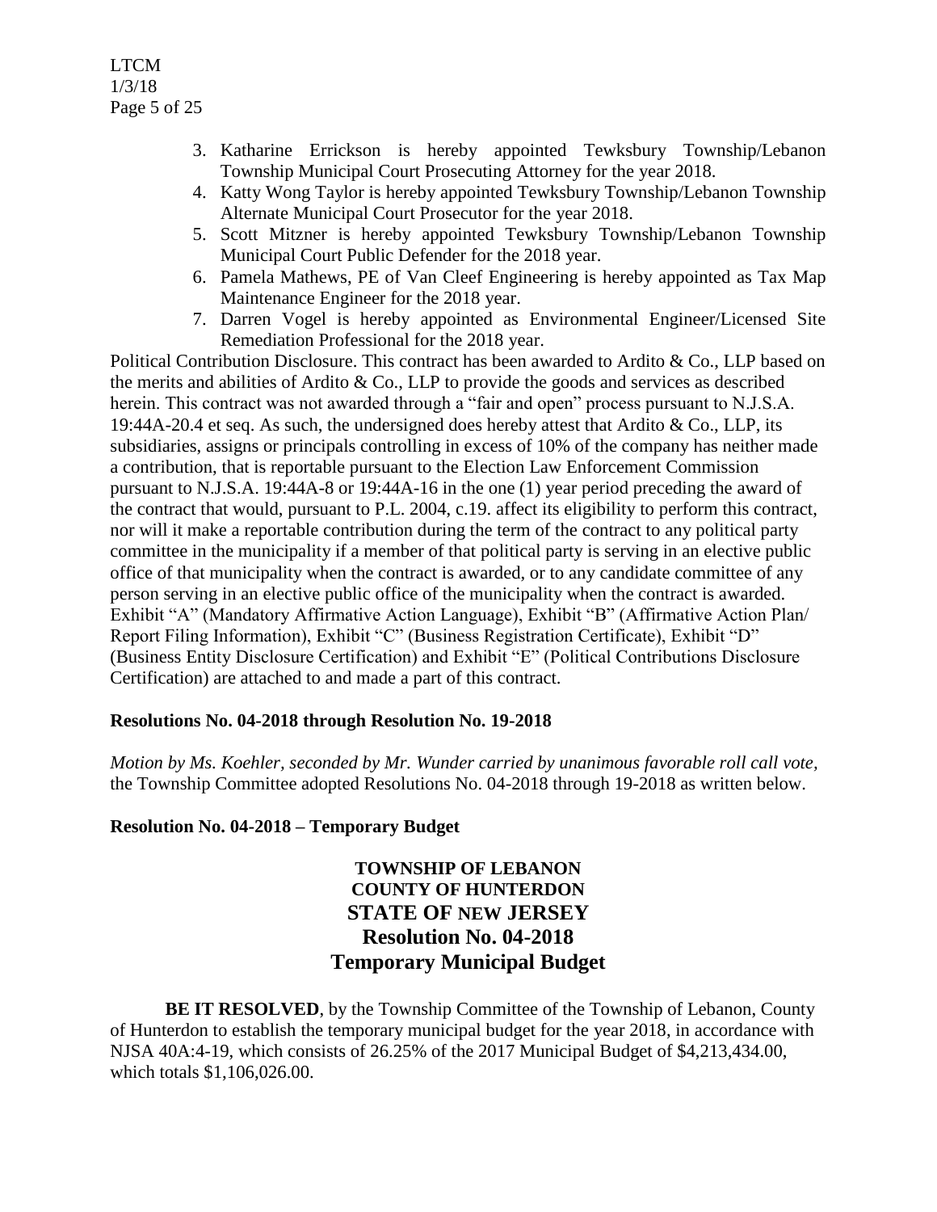3. Katharine Errickson is hereby appointed Tewksbury Township/Lebanon Township Municipal Court Prosecuting Attorney for the year 2018.
4. Katty Wong Taylor is hereby appointed Tewksbury Township/Lebanon Township Alternate Municipal Court Prosecutor for the year 2018.
5. Scott Mitzner is hereby appointed Tewksbury Township/Lebanon Township Municipal Court Public Defender for the 2018 year.
6. Pamela Mathews, PE of Van Cleef Engineering is hereby appointed as Tax Map Maintenance Engineer for the 2018 year.
7. Darren Vogel is hereby appointed as Environmental Engineer/Licensed Site Remediation Professional for the 2018 year.

Political Contribution Disclosure. This contract has been awarded to Ardito & Co., LLP based on the merits and abilities of Ardito & Co., LLP to provide the goods and services as described herein. This contract was not awarded through a "fair and open" process pursuant to N.J.S.A. 19:44A-20.4 et seq. As such, the undersigned does hereby attest that Ardito & Co., LLP, its subsidiaries, assigns or principals controlling in excess of 10% of the company has neither made a contribution, that is reportable pursuant to the Election Law Enforcement Commission pursuant to N.J.S.A. 19:44A-8 or 19:44A-16 in the one (1) year period preceding the award of the contract that would, pursuant to P.L. 2004, c.19. affect its eligibility to perform this contract, nor will it make a reportable contribution during the term of the contract to any political party committee in the municipality if a member of that political party is serving in an elective public office of that municipality when the contract is awarded, or to any candidate committee of any person serving in an elective public office of the municipality when the contract is awarded. Exhibit "A" (Mandatory Affirmative Action Language), Exhibit "B" (Affirmative Action Plan/ Report Filing Information), Exhibit "C" (Business Registration Certificate), Exhibit "D" (Business Entity Disclosure Certification) and Exhibit "E" (Political Contributions Disclosure Certification) are attached to and made a part of this contract.

**Resolutions No. 04-2018 through Resolution No. 19-2018**

*Motion by Ms. Koehler, seconded by Mr. Wunder carried by unanimous favorable roll call vote,* the Township Committee adopted Resolutions No. 04-2018 through 19-2018 as written below.

**Resolution No. 04-2018 – Temporary Budget**

**TOWNSHIP OF LEBANON**
**COUNTY OF HUNTERDON**
**STATE OF NEW JERSEY**
**Resolution No. 04-2018**
**Temporary Municipal Budget**

**BE IT RESOLVED**, by the Township Committee of the Township of Lebanon, County of Hunterdon to establish the temporary municipal budget for the year 2018, in accordance with NJSA 40A:4-19, which consists of 26.25% of the 2017 Municipal Budget of $4,213,434.00, which totals $1,106,026.00.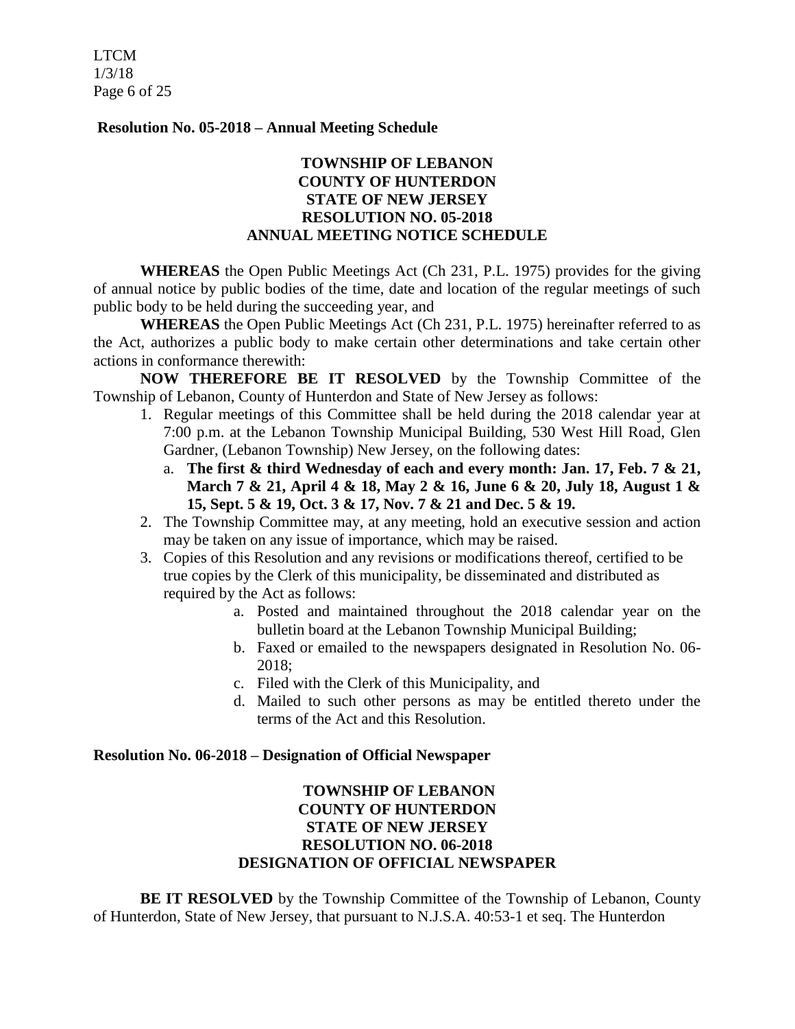**Resolution No. 05-2018 – Annual Meeting Schedule**

**TOWNSHIP OF LEBANON**
**COUNTY OF HUNTERDON**
**STATE OF NEW JERSEY**
**RESOLUTION NO. 05-2018**
**ANNUAL MEETING NOTICE SCHEDULE**

**WHEREAS** the Open Public Meetings Act (Ch 231, P.L. 1975) provides for the giving of annual notice by public bodies of the time, date and location of the regular meetings of such public body to be held during the succeeding year, and

**WHEREAS** the Open Public Meetings Act (Ch 231, P.L. 1975) hereinafter referred to as the Act, authorizes a public body to make certain other determinations and take certain other actions in conformance therewith:

**NOW THEREFORE BE IT RESOLVED** by the Township Committee of the Township of Lebanon, County of Hunterdon and State of New Jersey as follows:

1. Regular meetings of this Committee shall be held during the 2018 calendar year at 7:00 p.m. at the Lebanon Township Municipal Building, 530 West Hill Road, Glen Gardner, (Lebanon Township) New Jersey, on the following dates:
   a. **The first & third Wednesday of each and every month: Jan. 17, Feb. 7 & 21, March 7 & 21, April 4 & 18, May 2 & 16, June 6 & 20, July 18, August 1 & 15, Sept. 5 & 19, Oct. 3 & 17, Nov. 7 & 21 and Dec. 5 & 19.**
2. The Township Committee may, at any meeting, hold an executive session and action may be taken on any issue of importance, which may be raised.
3. Copies of this Resolution and any revisions or modifications thereof, certified to be true copies by the Clerk of this municipality, be disseminated and distributed as required by the Act as follows:
   a. Posted and maintained throughout the 2018 calendar year on the bulletin board at the Lebanon Township Municipal Building;
   b. Faxed or emailed to the newspapers designated in Resolution No. 06-2018;
   c. Filed with the Clerk of this Municipality, and
   d. Mailed to such other persons as may be entitled thereto under the terms of the Act and this Resolution.

**Resolution No. 06-2018 – Designation of Official Newspaper**

**TOWNSHIP OF LEBANON**
**COUNTY OF HUNTERDON**
**STATE OF NEW JERSEY**
**RESOLUTION NO. 06-2018**
**DESIGNATION OF OFFICIAL NEWSPAPER**

**BE IT RESOLVED** by the Township Committee of the Township of Lebanon, County of Hunterdon, State of New Jersey, that pursuant to N.J.S.A. 40:53-1 et seq. The Hunterdon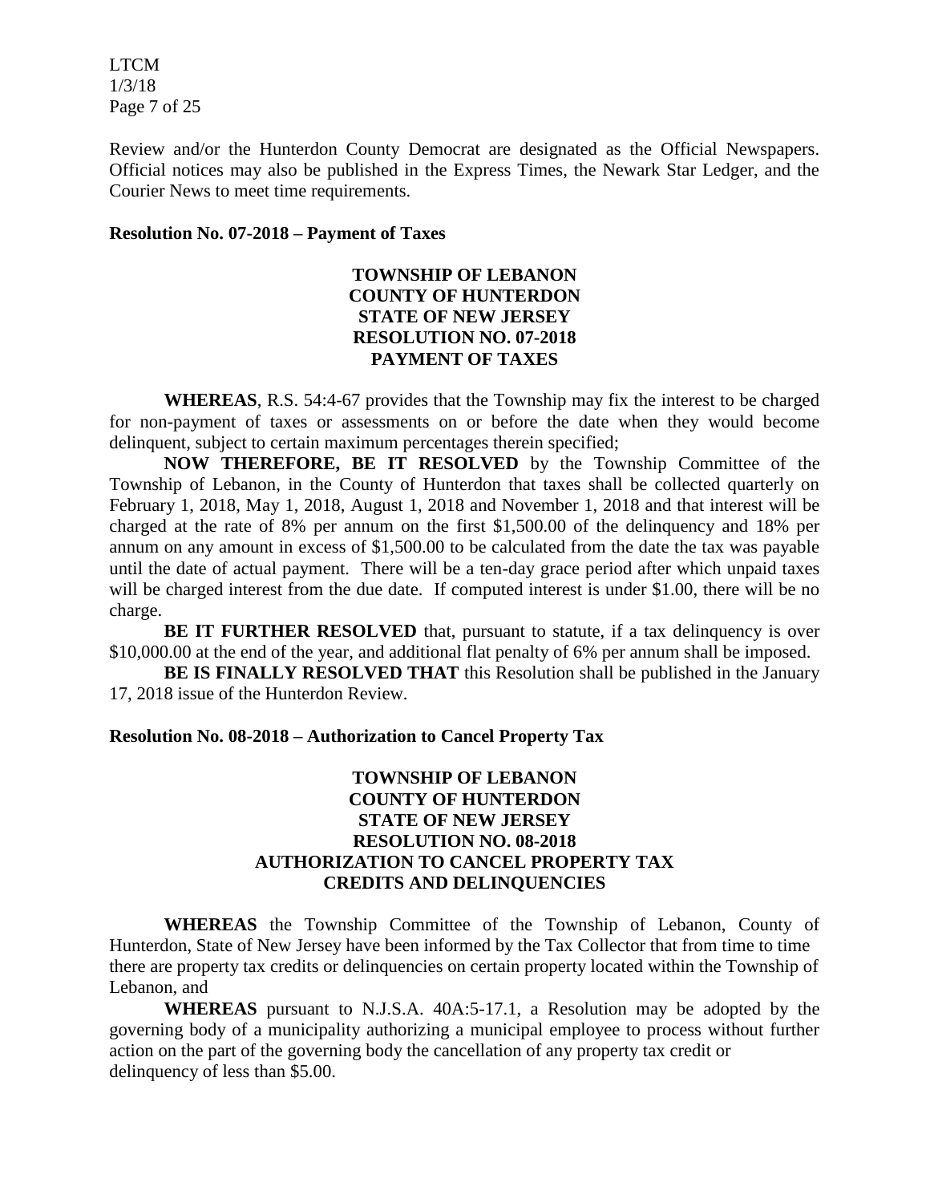Review and/or the Hunterdon County Democrat are designated as the Official Newspapers. Official notices may also be published in the Express Times, the Newark Star Ledger, and the Courier News to meet time requirements.

**Resolution No. 07-2018 – Payment of Taxes**

**TOWNSHIP OF LEBANON**
**COUNTY OF HUNTERDON**
**STATE OF NEW JERSEY**
**RESOLUTION NO. 07-2018**
**PAYMENT OF TAXES**

**WHEREAS**, R.S. 54:4-67 provides that the Township may fix the interest to be charged for non-payment of taxes or assessments on or before the date when they would become delinquent, subject to certain maximum percentages therein specified;

**NOW THEREFORE, BE IT RESOLVED** by the Township Committee of the Township of Lebanon, in the County of Hunterdon that taxes shall be collected quarterly on February 1, 2018, May 1, 2018, August 1, 2018 and November 1, 2018 and that interest will be charged at the rate of 8% per annum on the first $1,500.00 of the delinquency and 18% per annum on any amount in excess of $1,500.00 to be calculated from the date the tax was payable until the date of actual payment. There will be a ten-day grace period after which unpaid taxes will be charged interest from the due date. If computed interest is under $1.00, there will be no charge.

**BE IT FURTHER RESOLVED** that, pursuant to statute, if a tax delinquency is over $10,000.00 at the end of the year, and additional flat penalty of 6% per annum shall be imposed.

**BE IS FINALLY RESOLVED THAT** this Resolution shall be published in the January 17, 2018 issue of the Hunterdon Review.

**Resolution No. 08-2018 – Authorization to Cancel Property Tax**

**TOWNSHIP OF LEBANON**
**COUNTY OF HUNTERDON**
**STATE OF NEW JERSEY**
**RESOLUTION NO. 08-2018**
**AUTHORIZATION TO CANCEL PROPERTY TAX CREDITS AND DELINQUENCIES**

**WHEREAS** the Township Committee of the Township of Lebanon, County of Hunterdon, State of New Jersey have been informed by the Tax Collector that from time to time there are property tax credits or delinquencies on certain property located within the Township of Lebanon, and

**WHEREAS** pursuant to N.J.S.A. 40A:5-17.1, a Resolution may be adopted by the governing body of a municipality authorizing a municipal employee to process without further action on the part of the governing body the cancellation of any property tax credit or delinquency of less than $5.00.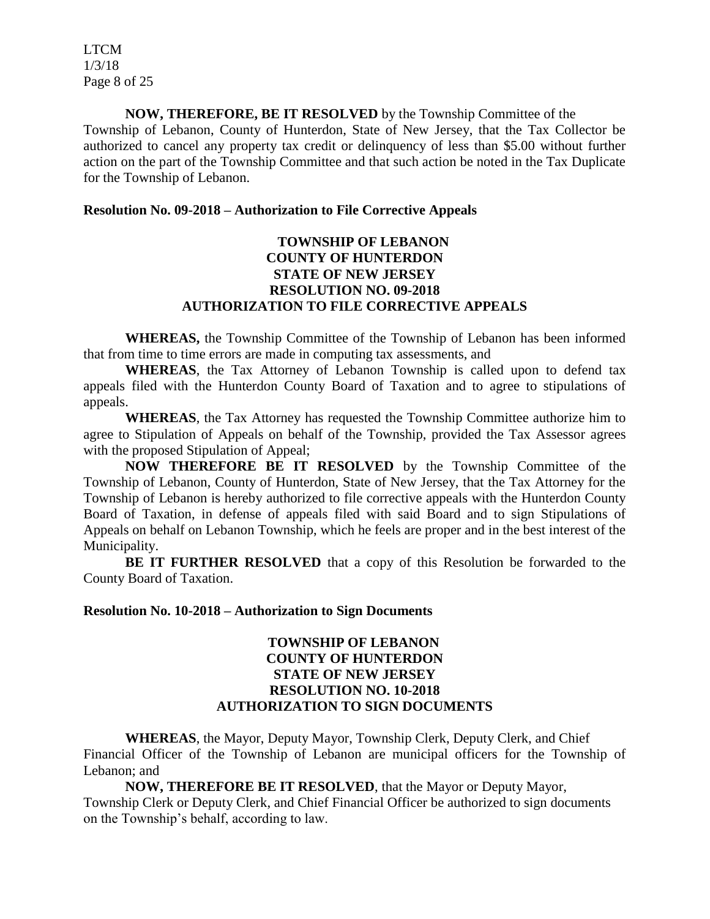**NOW, THEREFORE, BE IT RESOLVED** by the Township Committee of the Township of Lebanon, County of Hunterdon, State of New Jersey, that the Tax Collector be authorized to cancel any property tax credit or delinquency of less than $5.00 without further action on the part of the Township Committee and that such action be noted in the Tax Duplicate for the Township of Lebanon.

**Resolution No. 09-2018 – Authorization to File Corrective Appeals**

**TOWNSHIP OF LEBANON**
**COUNTY OF HUNTERDON**
**STATE OF NEW JERSEY**
**RESOLUTION NO. 09-2018**
**AUTHORIZATION TO FILE CORRECTIVE APPEALS**

**WHEREAS,** the Township Committee of the Township of Lebanon has been informed that from time to time errors are made in computing tax assessments, and

**WHEREAS**, the Tax Attorney of Lebanon Township is called upon to defend tax appeals filed with the Hunterdon County Board of Taxation and to agree to stipulations of appeals.

**WHEREAS**, the Tax Attorney has requested the Township Committee authorize him to agree to Stipulation of Appeals on behalf of the Township, provided the Tax Assessor agrees with the proposed Stipulation of Appeal;

**NOW THEREFORE BE IT RESOLVED** by the Township Committee of the Township of Lebanon, County of Hunterdon, State of New Jersey, that the Tax Attorney for the Township of Lebanon is hereby authorized to file corrective appeals with the Hunterdon County Board of Taxation, in defense of appeals filed with said Board and to sign Stipulations of Appeals on behalf on Lebanon Township, which he feels are proper and in the best interest of the Municipality.

**BE IT FURTHER RESOLVED** that a copy of this Resolution be forwarded to the County Board of Taxation.

**Resolution No. 10-2018 – Authorization to Sign Documents**

**TOWNSHIP OF LEBANON**
**COUNTY OF HUNTERDON**
**STATE OF NEW JERSEY**
**RESOLUTION NO. 10-2018**
**AUTHORIZATION TO SIGN DOCUMENTS**

**WHEREAS**, the Mayor, Deputy Mayor, Township Clerk, Deputy Clerk, and Chief Financial Officer of the Township of Lebanon are municipal officers for the Township of Lebanon; and

**NOW, THEREFORE BE IT RESOLVED**, that the Mayor or Deputy Mayor, Township Clerk or Deputy Clerk, and Chief Financial Officer be authorized to sign documents on the Township's behalf, according to law.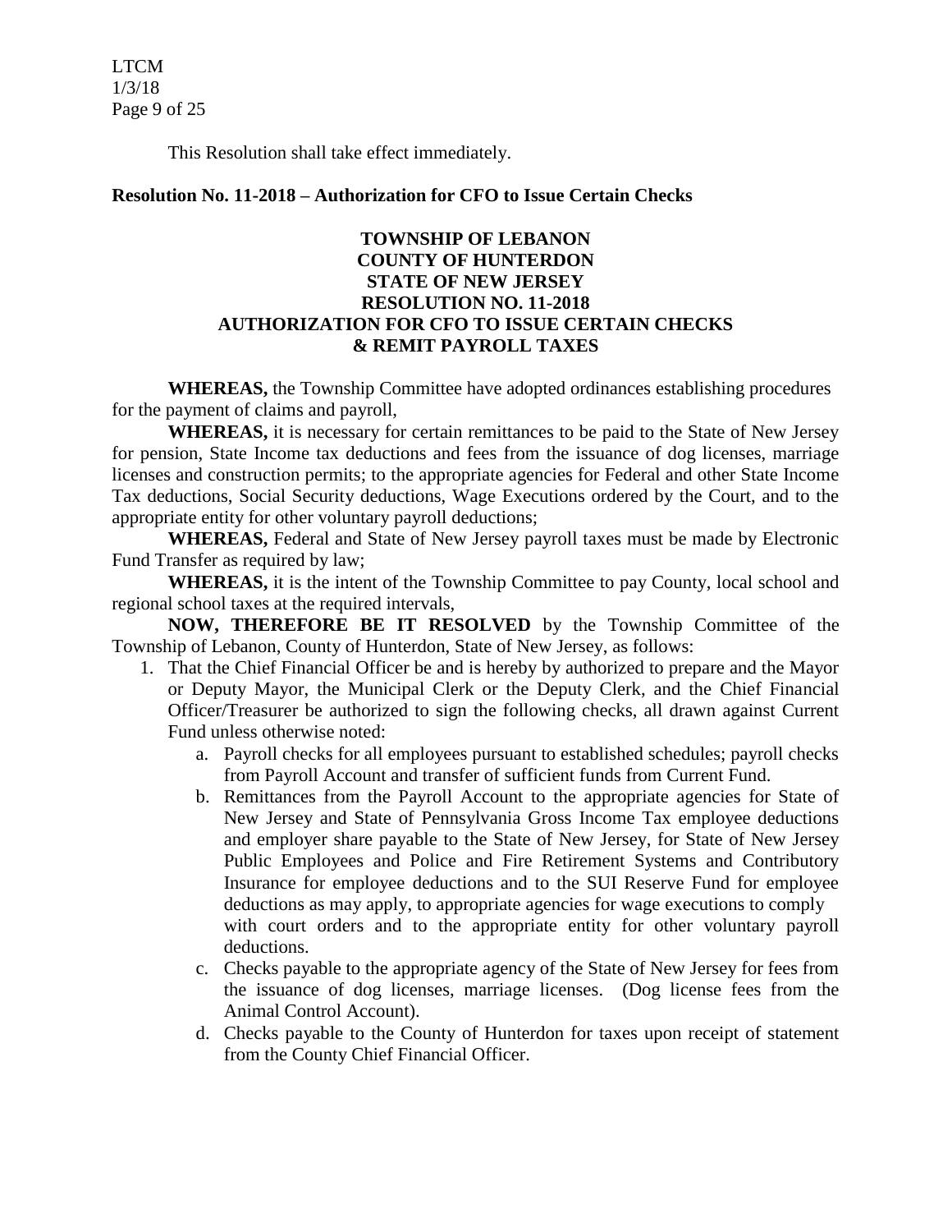This Resolution shall take effect immediately.

**Resolution No. 11-2018 – Authorization for CFO to Issue Certain Checks**

**TOWNSHIP OF LEBANON**
**COUNTY OF HUNTERDON**
**STATE OF NEW JERSEY**
**RESOLUTION NO. 11-2018**
**AUTHORIZATION FOR CFO TO ISSUE CERTAIN CHECKS & REMIT PAYROLL TAXES**

**WHEREAS,** the Township Committee have adopted ordinances establishing procedures for the payment of claims and payroll,

**WHEREAS,** it is necessary for certain remittances to be paid to the State of New Jersey for pension, State Income tax deductions and fees from the issuance of dog licenses, marriage licenses and construction permits; to the appropriate agencies for Federal and other State Income Tax deductions, Social Security deductions, Wage Executions ordered by the Court, and to the appropriate entity for other voluntary payroll deductions;

**WHEREAS,** Federal and State of New Jersey payroll taxes must be made by Electronic Fund Transfer as required by law;

**WHEREAS,** it is the intent of the Township Committee to pay County, local school and regional school taxes at the required intervals,

**NOW, THEREFORE BE IT RESOLVED** by the Township Committee of the Township of Lebanon, County of Hunterdon, State of New Jersey, as follows:

1. That the Chief Financial Officer be and is hereby by authorized to prepare and the Mayor or Deputy Mayor, the Municipal Clerk or the Deputy Clerk, and the Chief Financial Officer/Treasurer be authorized to sign the following checks, all drawn against Current Fund unless otherwise noted:
   a. Payroll checks for all employees pursuant to established schedules; payroll checks from Payroll Account and transfer of sufficient funds from Current Fund.
   b. Remittances from the Payroll Account to the appropriate agencies for State of New Jersey and State of Pennsylvania Gross Income Tax employee deductions and employer share payable to the State of New Jersey, for State of New Jersey Public Employees and Police and Fire Retirement Systems and Contributory Insurance for employee deductions and to the SUI Reserve Fund for employee deductions as may apply, to appropriate agencies for wage executions to comply with court orders and to the appropriate entity for other voluntary payroll deductions.
   c. Checks payable to the appropriate agency of the State of New Jersey for fees from the issuance of dog licenses, marriage licenses. (Dog license fees from the Animal Control Account).
   d. Checks payable to the County of Hunterdon for taxes upon receipt of statement from the County Chief Financial Officer.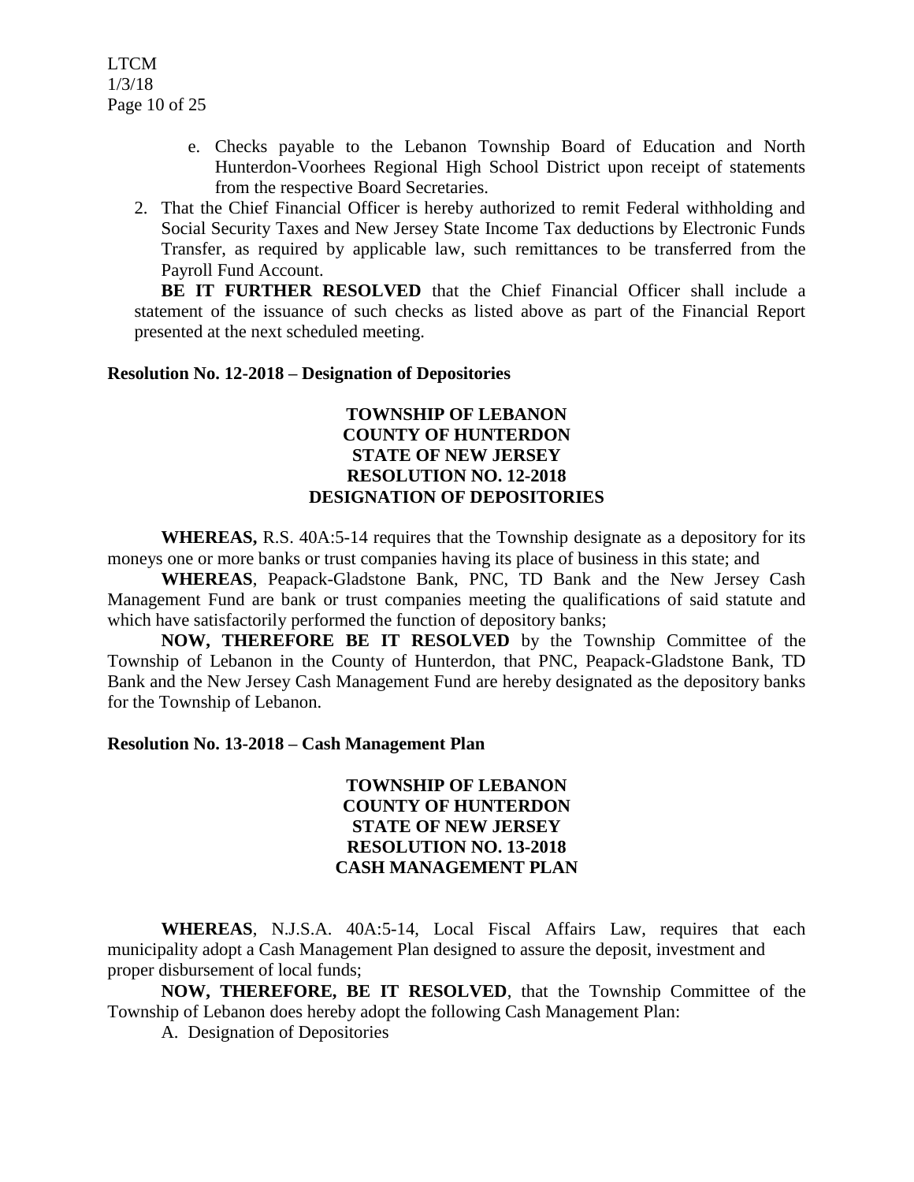e. Checks payable to the Lebanon Township Board of Education and North Hunterdon-Voorhees Regional High School District upon receipt of statements from the respective Board Secretaries.

2. That the Chief Financial Officer is hereby authorized to remit Federal withholding and Social Security Taxes and New Jersey State Income Tax deductions by Electronic Funds Transfer, as required by applicable law, such remittances to be transferred from the Payroll Fund Account.

**BE IT FURTHER RESOLVED** that the Chief Financial Officer shall include a statement of the issuance of such checks as listed above as part of the Financial Report presented at the next scheduled meeting.

**Resolution No. 12-2018 – Designation of Depositories**

**TOWNSHIP OF LEBANON**
**COUNTY OF HUNTERDON**
**STATE OF NEW JERSEY**
**RESOLUTION NO. 12-2018**
**DESIGNATION OF DEPOSITORIES**

**WHEREAS,** R.S. 40A:5-14 requires that the Township designate as a depository for its moneys one or more banks or trust companies having its place of business in this state; and

**WHEREAS**, Peapack-Gladstone Bank, PNC, TD Bank and the New Jersey Cash Management Fund are bank or trust companies meeting the qualifications of said statute and which have satisfactorily performed the function of depository banks;

**NOW, THEREFORE BE IT RESOLVED** by the Township Committee of the Township of Lebanon in the County of Hunterdon, that PNC, Peapack-Gladstone Bank, TD Bank and the New Jersey Cash Management Fund are hereby designated as the depository banks for the Township of Lebanon.

**Resolution No. 13-2018 – Cash Management Plan**

**TOWNSHIP OF LEBANON**
**COUNTY OF HUNTERDON**
**STATE OF NEW JERSEY**
**RESOLUTION NO. 13-2018**
**CASH MANAGEMENT PLAN**

**WHEREAS**, N.J.S.A. 40A:5-14, Local Fiscal Affairs Law, requires that each municipality adopt a Cash Management Plan designed to assure the deposit, investment and proper disbursement of local funds;

**NOW, THEREFORE, BE IT RESOLVED**, that the Township Committee of the Township of Lebanon does hereby adopt the following Cash Management Plan:

A. Designation of Depositories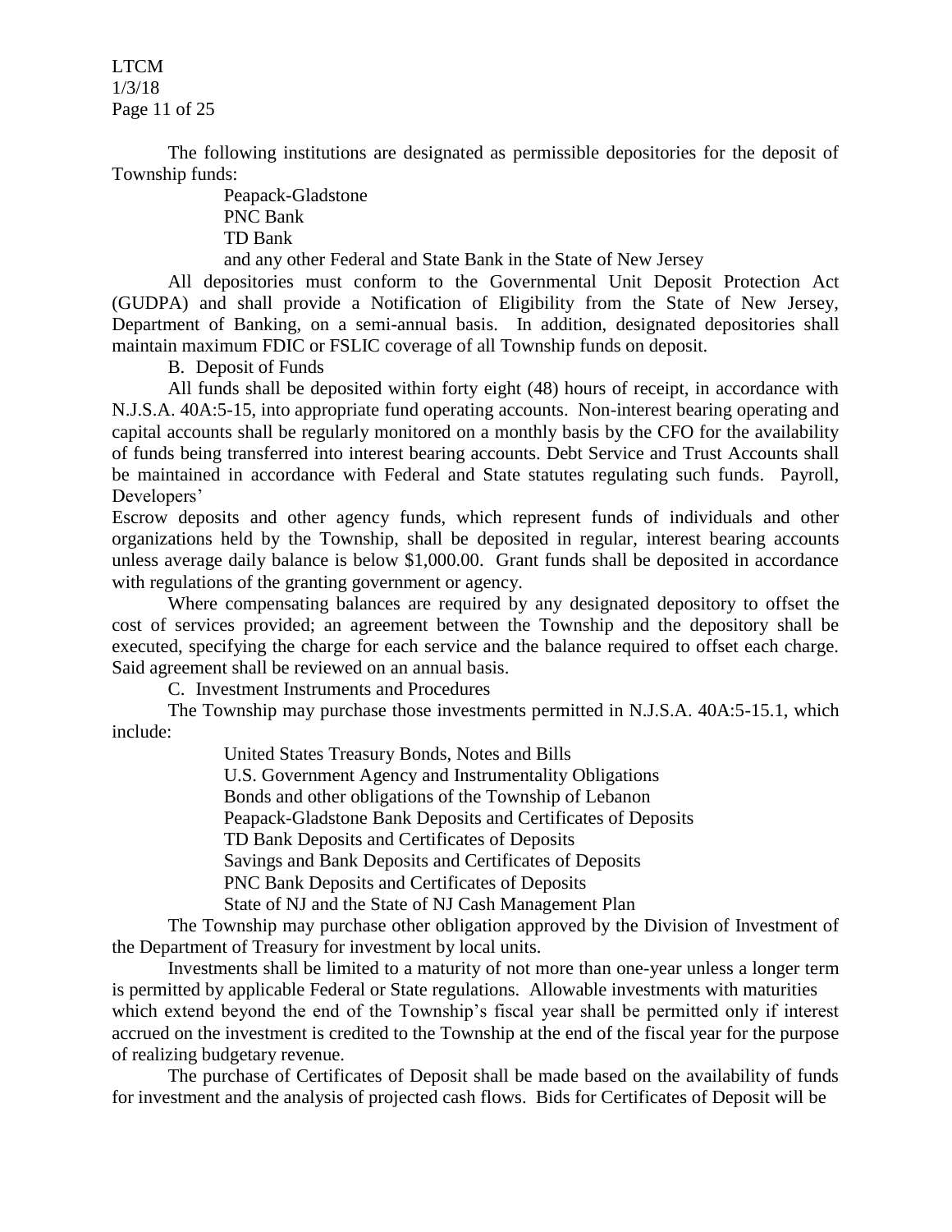The following institutions are designated as permissible depositories for the deposit of Township funds:

Peapack-Gladstone
PNC Bank
TD Bank
and any other Federal and State Bank in the State of New Jersey

All depositories must conform to the Governmental Unit Deposit Protection Act (GUDPA) and shall provide a Notification of Eligibility from the State of New Jersey, Department of Banking, on a semi-annual basis. In addition, designated depositories shall maintain maximum FDIC or FSLIC coverage of all Township funds on deposit.

B. Deposit of Funds

All funds shall be deposited within forty eight (48) hours of receipt, in accordance with N.J.S.A. 40A:5-15, into appropriate fund operating accounts. Non-interest bearing operating and capital accounts shall be regularly monitored on a monthly basis by the CFO for the availability of funds being transferred into interest bearing accounts. Debt Service and Trust Accounts shall be maintained in accordance with Federal and State statutes regulating such funds. Payroll, Developers' Escrow deposits and other agency funds, which represent funds of individuals and other organizations held by the Township, shall be deposited in regular, interest bearing accounts unless average daily balance is below $1,000.00. Grant funds shall be deposited in accordance with regulations of the granting government or agency.

Where compensating balances are required by any designated depository to offset the cost of services provided; an agreement between the Township and the depository shall be executed, specifying the charge for each service and the balance required to offset each charge. Said agreement shall be reviewed on an annual basis.

C. Investment Instruments and Procedures

The Township may purchase those investments permitted in N.J.S.A. 40A:5-15.1, which include:

United States Treasury Bonds, Notes and Bills
U.S. Government Agency and Instrumentality Obligations
Bonds and other obligations of the Township of Lebanon
Peapack-Gladstone Bank Deposits and Certificates of Deposits
TD Bank Deposits and Certificates of Deposits
Savings and Bank Deposits and Certificates of Deposits
PNC Bank Deposits and Certificates of Deposits
State of NJ and the State of NJ Cash Management Plan

The Township may purchase other obligation approved by the Division of Investment of the Department of Treasury for investment by local units.

Investments shall be limited to a maturity of not more than one-year unless a longer term is permitted by applicable Federal or State regulations. Allowable investments with maturities which extend beyond the end of the Township's fiscal year shall be permitted only if interest accrued on the investment is credited to the Township at the end of the fiscal year for the purpose of realizing budgetary revenue.

The purchase of Certificates of Deposit shall be made based on the availability of funds for investment and the analysis of projected cash flows. Bids for Certificates of Deposit will be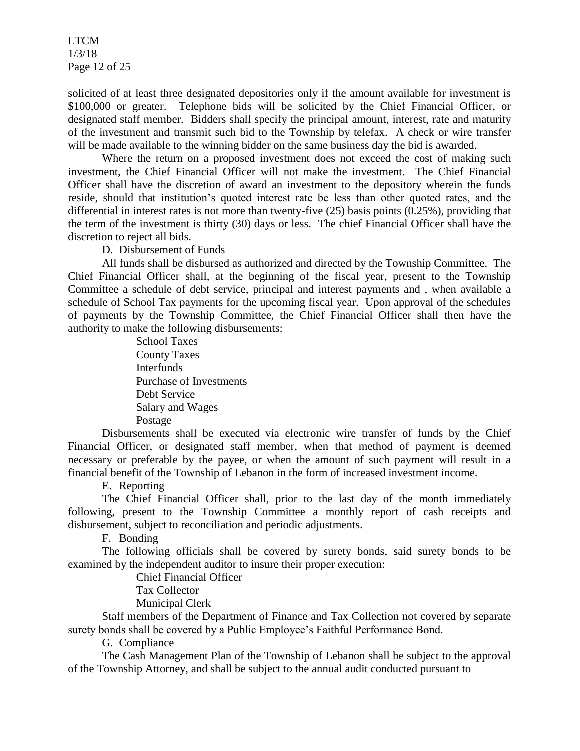solicited of at least three designated depositories only if the amount available for investment is \$100,000 or greater. Telephone bids will be solicited by the Chief Financial Officer, or designated staff member. Bidders shall specify the principal amount, interest, rate and maturity of the investment and transmit such bid to the Township by telefax. A check or wire transfer will be made available to the winning bidder on the same business day the bid is awarded.

Where the return on a proposed investment does not exceed the cost of making such investment, the Chief Financial Officer will not make the investment. The Chief Financial Officer shall have the discretion of award an investment to the depository wherein the funds reside, should that institution's quoted interest rate be less than other quoted rates, and the differential in interest rates is not more than twenty-five (25) basis points (0.25%), providing that the term of the investment is thirty (30) days or less. The chief Financial Officer shall have the discretion to reject all bids.

D. Disbursement of Funds

All funds shall be disbursed as authorized and directed by the Township Committee. The Chief Financial Officer shall, at the beginning of the fiscal year, present to the Township Committee a schedule of debt service, principal and interest payments and , when available a schedule of School Tax payments for the upcoming fiscal year. Upon approval of the schedules of payments by the Township Committee, the Chief Financial Officer shall then have the authority to make the following disbursements:

School Taxes
County Taxes
Interfunds
Purchase of Investments
Debt Service
Salary and Wages
Postage

Disbursements shall be executed via electronic wire transfer of funds by the Chief Financial Officer, or designated staff member, when that method of payment is deemed necessary or preferable by the payee, or when the amount of such payment will result in a financial benefit of the Township of Lebanon in the form of increased investment income.

E. Reporting

The Chief Financial Officer shall, prior to the last day of the month immediately following, present to the Township Committee a monthly report of cash receipts and disbursement, subject to reconciliation and periodic adjustments.

F. Bonding

The following officials shall be covered by surety bonds, said surety bonds to be examined by the independent auditor to insure their proper execution:

Chief Financial Officer
Tax Collector
Municipal Clerk

Staff members of the Department of Finance and Tax Collection not covered by separate surety bonds shall be covered by a Public Employee's Faithful Performance Bond.

G. Compliance

The Cash Management Plan of the Township of Lebanon shall be subject to the approval of the Township Attorney, and shall be subject to the annual audit conducted pursuant to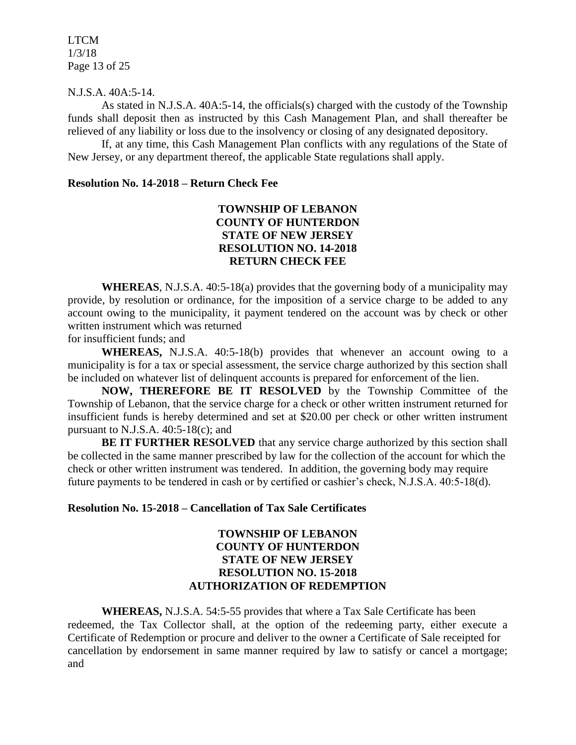N.J.S.A. 40A:5-14.

As stated in N.J.S.A. 40A:5-14, the officials(s) charged with the custody of the Township funds shall deposit then as instructed by this Cash Management Plan, and shall thereafter be relieved of any liability or loss due to the insolvency or closing of any designated depository.

If, at any time, this Cash Management Plan conflicts with any regulations of the State of New Jersey, or any department thereof, the applicable State regulations shall apply.

**Resolution No. 14-2018 – Return Check Fee**

**TOWNSHIP OF LEBANON**
**COUNTY OF HUNTERDON**
**STATE OF NEW JERSEY**
**RESOLUTION NO. 14-2018**
**RETURN CHECK FEE**

**WHEREAS**, N.J.S.A. 40:5-18(a) provides that the governing body of a municipality may provide, by resolution or ordinance, for the imposition of a service charge to be added to any account owing to the municipality, it payment tendered on the account was by check or other written instrument which was returned
for insufficient funds; and

**WHEREAS,** N.J.S.A. 40:5-18(b) provides that whenever an account owing to a municipality is for a tax or special assessment, the service charge authorized by this section shall be included on whatever list of delinquent accounts is prepared for enforcement of the lien.

**NOW, THEREFORE BE IT RESOLVED** by the Township Committee of the Township of Lebanon, that the service charge for a check or other written instrument returned for insufficient funds is hereby determined and set at $20.00 per check or other written instrument pursuant to N.J.S.A. 40:5-18(c); and

**BE IT FURTHER RESOLVED** that any service charge authorized by this section shall be collected in the same manner prescribed by law for the collection of the account for which the check or other written instrument was tendered. In addition, the governing body may require future payments to be tendered in cash or by certified or cashier's check, N.J.S.A. 40:5-18(d).

**Resolution No. 15-2018 – Cancellation of Tax Sale Certificates**

**TOWNSHIP OF LEBANON**
**COUNTY OF HUNTERDON**
**STATE OF NEW JERSEY**
**RESOLUTION NO. 15-2018**
**AUTHORIZATION OF REDEMPTION**

**WHEREAS,** N.J.S.A. 54:5-55 provides that where a Tax Sale Certificate has been redeemed, the Tax Collector shall, at the option of the redeeming party, either execute a Certificate of Redemption or procure and deliver to the owner a Certificate of Sale receipted for cancellation by endorsement in same manner required by law to satisfy or cancel a mortgage; and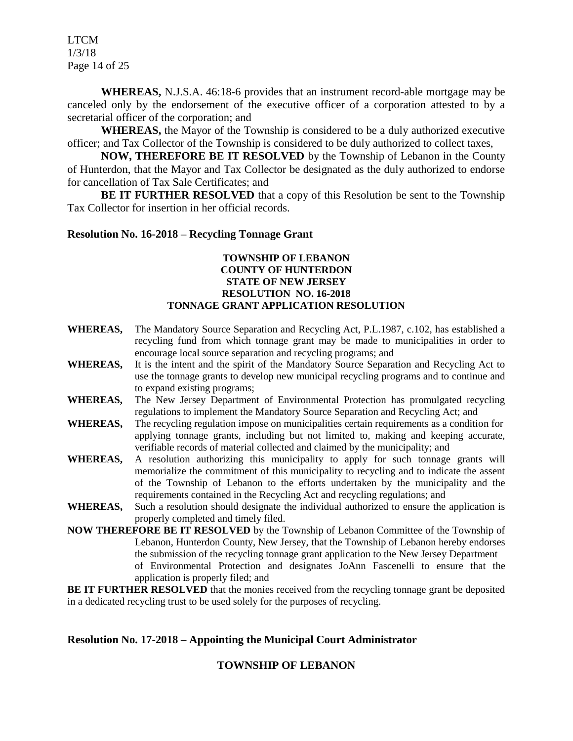**WHEREAS,** N.J.S.A. 46:18-6 provides that an instrument record-able mortgage may be canceled only by the endorsement of the executive officer of a corporation attested to by a secretarial officer of the corporation; and

**WHEREAS,** the Mayor of the Township is considered to be a duly authorized executive officer; and Tax Collector of the Township is considered to be duly authorized to collect taxes,

**NOW, THEREFORE BE IT RESOLVED** by the Township of Lebanon in the County of Hunterdon, that the Mayor and Tax Collector be designated as the duly authorized to endorse for cancellation of Tax Sale Certificates; and

**BE IT FURTHER RESOLVED** that a copy of this Resolution be sent to the Township Tax Collector for insertion in her official records.

**Resolution No. 16-2018 – Recycling Tonnage Grant**

**TOWNSHIP OF LEBANON**
**COUNTY OF HUNTERDON**
**STATE OF NEW JERSEY**
**RESOLUTION NO. 16-2018**
**TONNAGE GRANT APPLICATION RESOLUTION**

**WHEREAS,** The Mandatory Source Separation and Recycling Act, P.L.1987, c.102, has established a recycling fund from which tonnage grant may be made to municipalities in order to encourage local source separation and recycling programs; and

**WHEREAS,** It is the intent and the spirit of the Mandatory Source Separation and Recycling Act to use the tonnage grants to develop new municipal recycling programs and to continue and to expand existing programs;

**WHEREAS,** The New Jersey Department of Environmental Protection has promulgated recycling regulations to implement the Mandatory Source Separation and Recycling Act; and

**WHEREAS,** The recycling regulation impose on municipalities certain requirements as a condition for applying tonnage grants, including but not limited to, making and keeping accurate, verifiable records of material collected and claimed by the municipality; and

**WHEREAS,** A resolution authorizing this municipality to apply for such tonnage grants will memorialize the commitment of this municipality to recycling and to indicate the assent of the Township of Lebanon to the efforts undertaken by the municipality and the requirements contained in the Recycling Act and recycling regulations; and

**WHEREAS,** Such a resolution should designate the individual authorized to ensure the application is properly completed and timely filed.

**NOW THEREFORE BE IT RESOLVED** by the Township of Lebanon Committee of the Township of Lebanon, Hunterdon County, New Jersey, that the Township of Lebanon hereby endorses the submission of the recycling tonnage grant application to the New Jersey Department of Environmental Protection and designates JoAnn Fascenelli to ensure that the application is properly filed; and

**BE IT FURTHER RESOLVED** that the monies received from the recycling tonnage grant be deposited in a dedicated recycling trust to be used solely for the purposes of recycling.

**Resolution No. 17-2018 – Appointing the Municipal Court Administrator**

**TOWNSHIP OF LEBANON**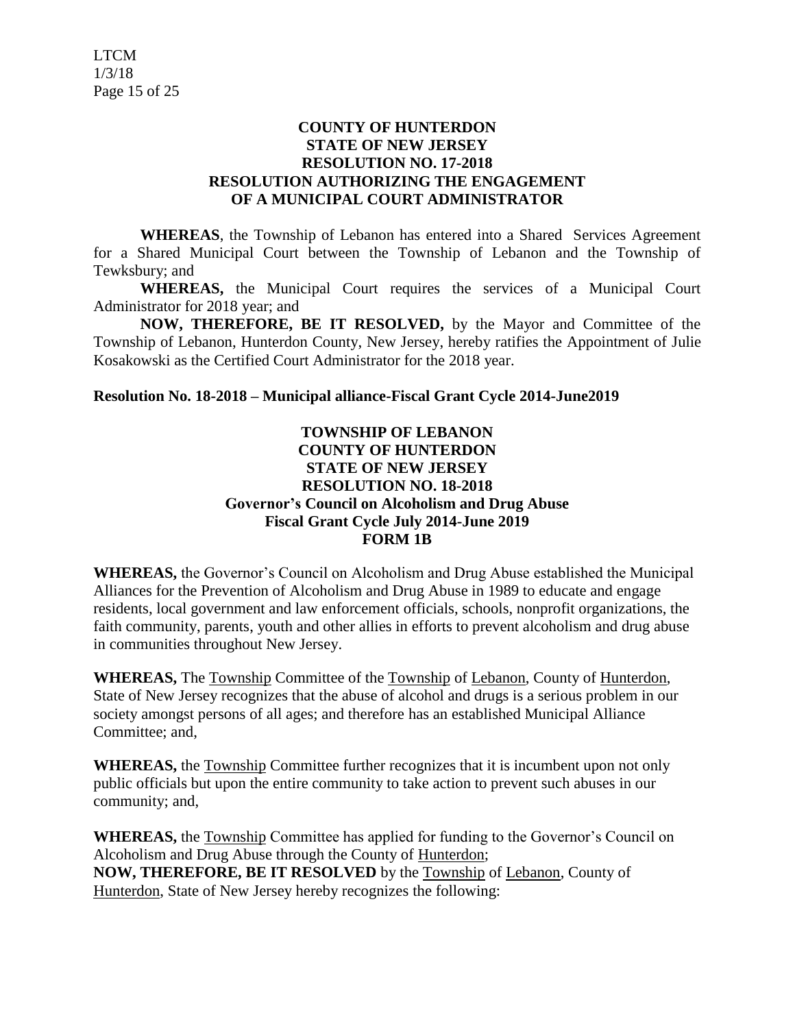**COUNTY OF HUNTERDON**
**STATE OF NEW JERSEY**
**RESOLUTION NO. 17-2018**
**RESOLUTION AUTHORIZING THE ENGAGEMENT OF A MUNICIPAL COURT ADMINISTRATOR**

**WHEREAS**, the Township of Lebanon has entered into a Shared Services Agreement for a Shared Municipal Court between the Township of Lebanon and the Township of Tewksbury; and

**WHEREAS,** the Municipal Court requires the services of a Municipal Court Administrator for 2018 year; and

**NOW, THEREFORE, BE IT RESOLVED,** by the Mayor and Committee of the Township of Lebanon, Hunterdon County, New Jersey, hereby ratifies the Appointment of Julie Kosakowski as the Certified Court Administrator for the 2018 year.

**Resolution No. 18-2018 – Municipal alliance-Fiscal Grant Cycle 2014-June2019**

**TOWNSHIP OF LEBANON**
**COUNTY OF HUNTERDON**
**STATE OF NEW JERSEY**
**RESOLUTION NO. 18-2018**
**Governor's Council on Alcoholism and Drug Abuse**
**Fiscal Grant Cycle July 2014-June 2019**
**FORM 1B**

**WHEREAS,** the Governor's Council on Alcoholism and Drug Abuse established the Municipal Alliances for the Prevention of Alcoholism and Drug Abuse in 1989 to educate and engage residents, local government and law enforcement officials, schools, nonprofit organizations, the faith community, parents, youth and other allies in efforts to prevent alcoholism and drug abuse in communities throughout New Jersey.

**WHEREAS,** The Township Committee of the Township of Lebanon, County of Hunterdon, State of New Jersey recognizes that the abuse of alcohol and drugs is a serious problem in our society amongst persons of all ages; and therefore has an established Municipal Alliance Committee; and,

**WHEREAS,** the Township Committee further recognizes that it is incumbent upon not only public officials but upon the entire community to take action to prevent such abuses in our community; and,

**WHEREAS,** the Township Committee has applied for funding to the Governor's Council on Alcoholism and Drug Abuse through the County of Hunterdon;
**NOW, THEREFORE, BE IT RESOLVED** by the Township of Lebanon, County of Hunterdon, State of New Jersey hereby recognizes the following: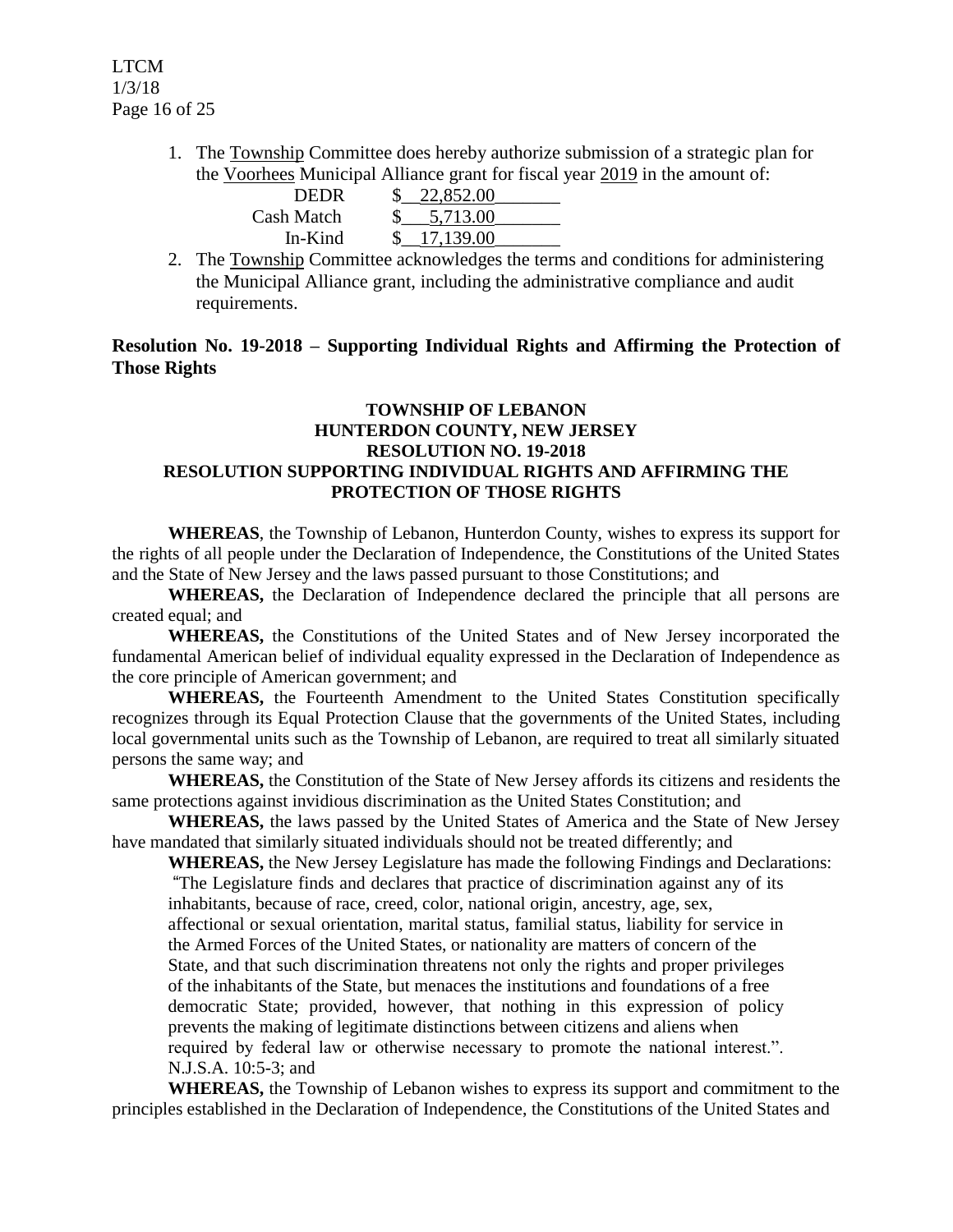1. The Township Committee does hereby authorize submission of a strategic plan for the Voorhees Municipal Alliance grant for fiscal year 2019 in the amount of:

| | |
|---|---|
| DEDR | $ 22,852.00 |
| Cash Match | $ 5,713.00 |
| In-Kind | $ 17,139.00 |

2. The Township Committee acknowledges the terms and conditions for administering the Municipal Alliance grant, including the administrative compliance and audit requirements.

**Resolution No. 19-2018 – Supporting Individual Rights and Affirming the Protection of Those Rights**

**TOWNSHIP OF LEBANON**
**HUNTERDON COUNTY, NEW JERSEY**
**RESOLUTION NO. 19-2018**
**RESOLUTION SUPPORTING INDIVIDUAL RIGHTS AND AFFIRMING THE PROTECTION OF THOSE RIGHTS**

**WHEREAS**, the Township of Lebanon, Hunterdon County, wishes to express its support for the rights of all people under the Declaration of Independence, the Constitutions of the United States and the State of New Jersey and the laws passed pursuant to those Constitutions; and

**WHEREAS,** the Declaration of Independence declared the principle that all persons are created equal; and

**WHEREAS,** the Constitutions of the United States and of New Jersey incorporated the fundamental American belief of individual equality expressed in the Declaration of Independence as the core principle of American government; and

**WHEREAS,** the Fourteenth Amendment to the United States Constitution specifically recognizes through its Equal Protection Clause that the governments of the United States, including local governmental units such as the Township of Lebanon, are required to treat all similarly situated persons the same way; and

**WHEREAS,** the Constitution of the State of New Jersey affords its citizens and residents the same protections against invidious discrimination as the United States Constitution; and

**WHEREAS,** the laws passed by the United States of America and the State of New Jersey have mandated that similarly situated individuals should not be treated differently; and

**WHEREAS,** the New Jersey Legislature has made the following Findings and Declarations:

"The Legislature finds and declares that practice of discrimination against any of its inhabitants, because of race, creed, color, national origin, ancestry, age, sex, affectional or sexual orientation, marital status, familial status, liability for service in the Armed Forces of the United States, or nationality are matters of concern of the State, and that such discrimination threatens not only the rights and proper privileges of the inhabitants of the State, but menaces the institutions and foundations of a free democratic State; provided, however, that nothing in this expression of policy prevents the making of legitimate distinctions between citizens and aliens when required by federal law or otherwise necessary to promote the national interest.". N.J.S.A. 10:5-3; and

**WHEREAS,** the Township of Lebanon wishes to express its support and commitment to the principles established in the Declaration of Independence, the Constitutions of the United States and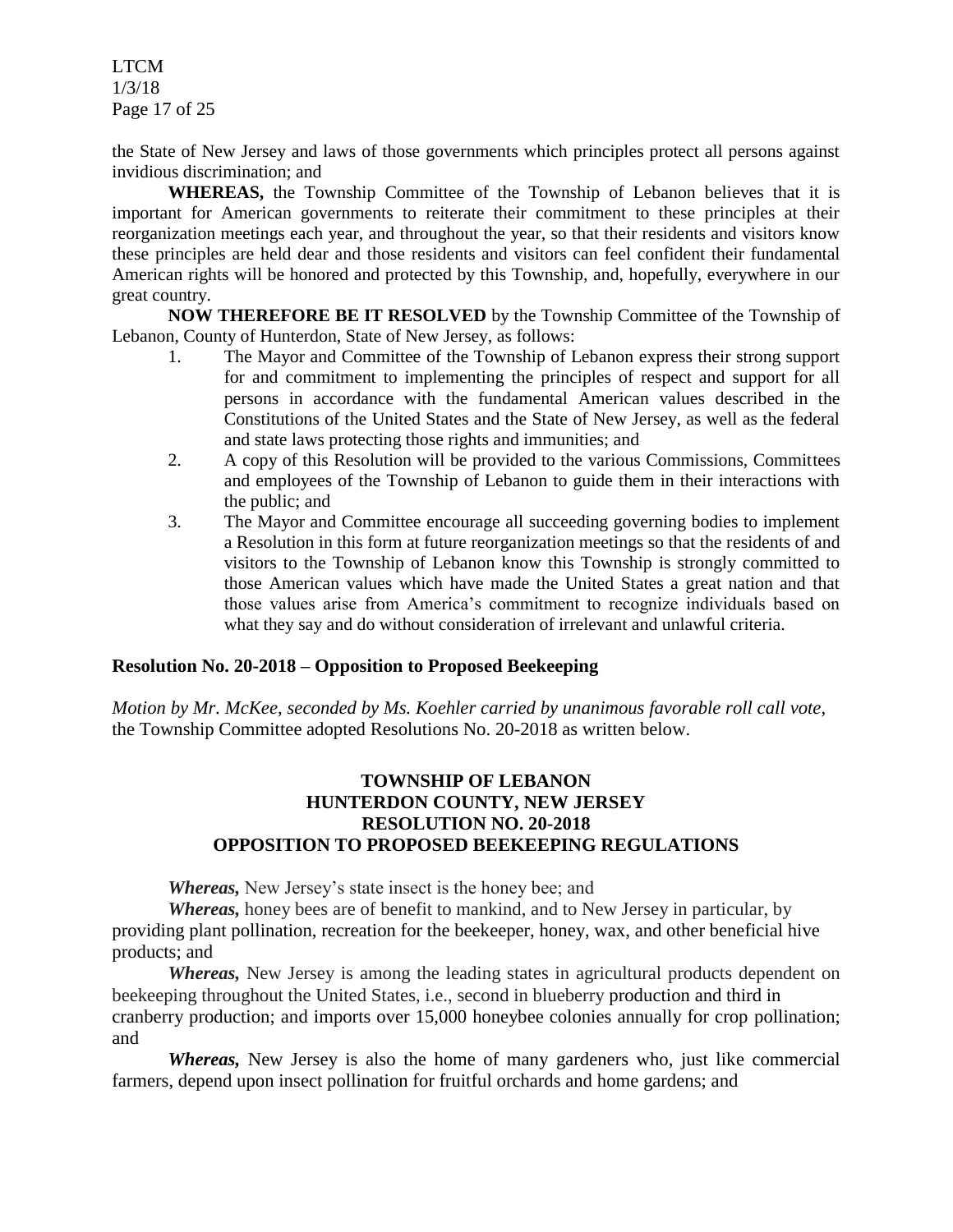the State of New Jersey and laws of those governments which principles protect all persons against invidious discrimination; and

**WHEREAS,** the Township Committee of the Township of Lebanon believes that it is important for American governments to reiterate their commitment to these principles at their reorganization meetings each year, and throughout the year, so that their residents and visitors know these principles are held dear and those residents and visitors can feel confident their fundamental American rights will be honored and protected by this Township, and, hopefully, everywhere in our great country.

**NOW THEREFORE BE IT RESOLVED** by the Township Committee of the Township of Lebanon, County of Hunterdon, State of New Jersey, as follows:

1. The Mayor and Committee of the Township of Lebanon express their strong support for and commitment to implementing the principles of respect and support for all persons in accordance with the fundamental American values described in the Constitutions of the United States and the State of New Jersey, as well as the federal and state laws protecting those rights and immunities; and
2. A copy of this Resolution will be provided to the various Commissions, Committees and employees of the Township of Lebanon to guide them in their interactions with the public; and
3. The Mayor and Committee encourage all succeeding governing bodies to implement a Resolution in this form at future reorganization meetings so that the residents of and visitors to the Township of Lebanon know this Township is strongly committed to those American values which have made the United States a great nation and that those values arise from America's commitment to recognize individuals based on what they say and do without consideration of irrelevant and unlawful criteria.

### Resolution No. 20-2018 – Opposition to Proposed Beekeeping

*Motion by Mr. McKee, seconded by Ms. Koehler carried by unanimous favorable roll call vote,* the Township Committee adopted Resolutions No. 20-2018 as written below.

**TOWNSHIP OF LEBANON**
**HUNTERDON COUNTY, NEW JERSEY**
**RESOLUTION NO. 20-2018**
**OPPOSITION TO PROPOSED BEEKEEPING REGULATIONS**

***Whereas,*** New Jersey's state insect is the honey bee; and

***Whereas,*** honey bees are of benefit to mankind, and to New Jersey in particular, by providing plant pollination, recreation for the beekeeper, honey, wax, and other beneficial hive products; and

***Whereas,*** New Jersey is among the leading states in agricultural products dependent on beekeeping throughout the United States, i.e., second in blueberry production and third in cranberry production; and imports over 15,000 honeybee colonies annually for crop pollination; and

***Whereas,*** New Jersey is also the home of many gardeners who, just like commercial farmers, depend upon insect pollination for fruitful orchards and home gardens; and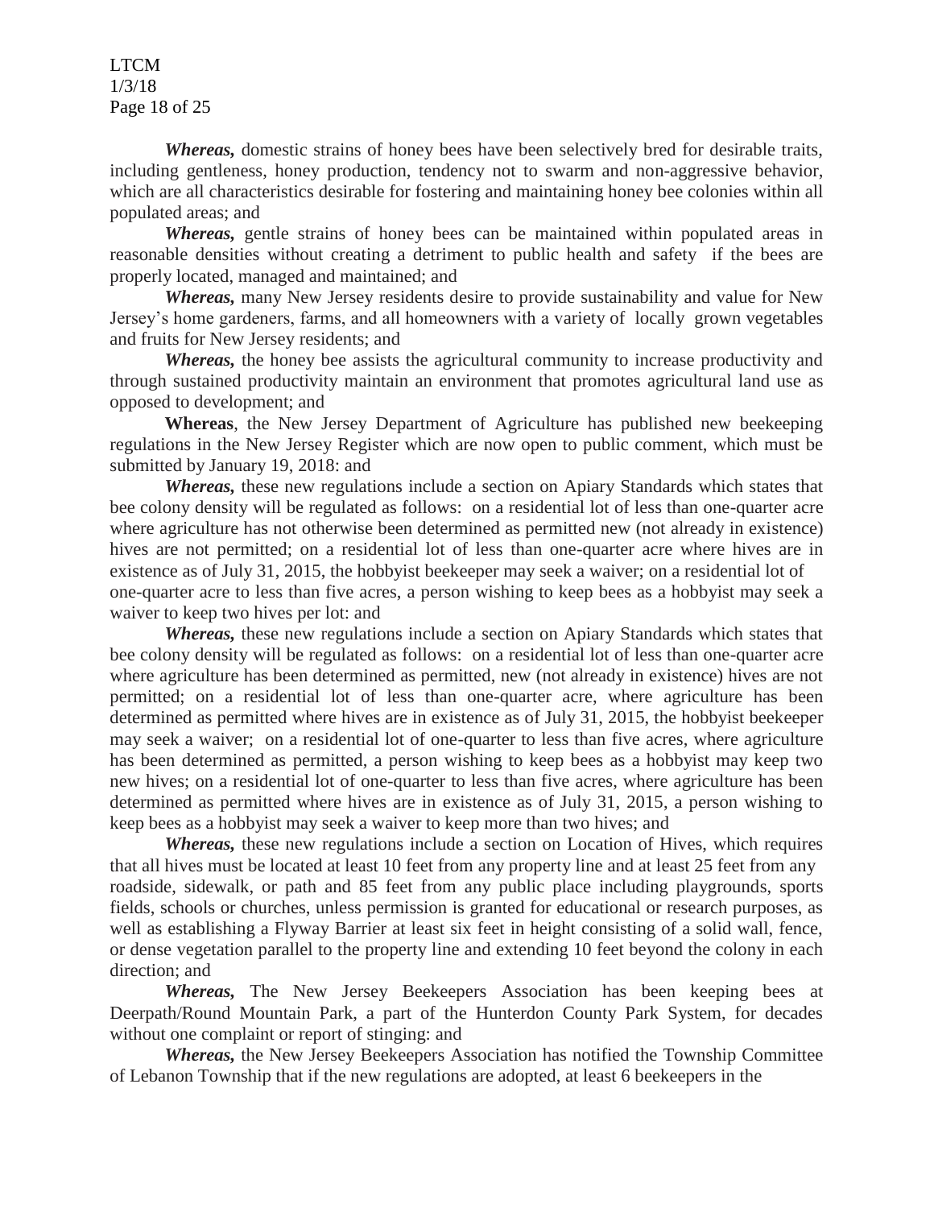***Whereas,*** domestic strains of honey bees have been selectively bred for desirable traits, including gentleness, honey production, tendency not to swarm and non-aggressive behavior, which are all characteristics desirable for fostering and maintaining honey bee colonies within all populated areas; and

***Whereas,*** gentle strains of honey bees can be maintained within populated areas in reasonable densities without creating a detriment to public health and safety if the bees are properly located, managed and maintained; and

***Whereas,*** many New Jersey residents desire to provide sustainability and value for New Jersey's home gardeners, farms, and all homeowners with a variety of locally grown vegetables and fruits for New Jersey residents; and

***Whereas,*** the honey bee assists the agricultural community to increase productivity and through sustained productivity maintain an environment that promotes agricultural land use as opposed to development; and

**Whereas**, the New Jersey Department of Agriculture has published new beekeeping regulations in the New Jersey Register which are now open to public comment, which must be submitted by January 19, 2018: and

***Whereas,*** these new regulations include a section on Apiary Standards which states that bee colony density will be regulated as follows: on a residential lot of less than one-quarter acre where agriculture has not otherwise been determined as permitted new (not already in existence) hives are not permitted; on a residential lot of less than one-quarter acre where hives are in existence as of July 31, 2015, the hobbyist beekeeper may seek a waiver; on a residential lot of one-quarter acre to less than five acres, a person wishing to keep bees as a hobbyist may seek a waiver to keep two hives per lot: and

***Whereas,*** these new regulations include a section on Apiary Standards which states that bee colony density will be regulated as follows: on a residential lot of less than one-quarter acre where agriculture has been determined as permitted, new (not already in existence) hives are not permitted; on a residential lot of less than one-quarter acre, where agriculture has been determined as permitted where hives are in existence as of July 31, 2015, the hobbyist beekeeper may seek a waiver; on a residential lot of one-quarter to less than five acres, where agriculture has been determined as permitted, a person wishing to keep bees as a hobbyist may keep two new hives; on a residential lot of one-quarter to less than five acres, where agriculture has been determined as permitted where hives are in existence as of July 31, 2015, a person wishing to keep bees as a hobbyist may seek a waiver to keep more than two hives; and

***Whereas,*** these new regulations include a section on Location of Hives, which requires that all hives must be located at least 10 feet from any property line and at least 25 feet from any roadside, sidewalk, or path and 85 feet from any public place including playgrounds, sports fields, schools or churches, unless permission is granted for educational or research purposes, as well as establishing a Flyway Barrier at least six feet in height consisting of a solid wall, fence, or dense vegetation parallel to the property line and extending 10 feet beyond the colony in each direction; and

***Whereas,*** The New Jersey Beekeepers Association has been keeping bees at Deerpath/Round Mountain Park, a part of the Hunterdon County Park System, for decades without one complaint or report of stinging: and

***Whereas,*** the New Jersey Beekeepers Association has notified the Township Committee of Lebanon Township that if the new regulations are adopted, at least 6 beekeepers in the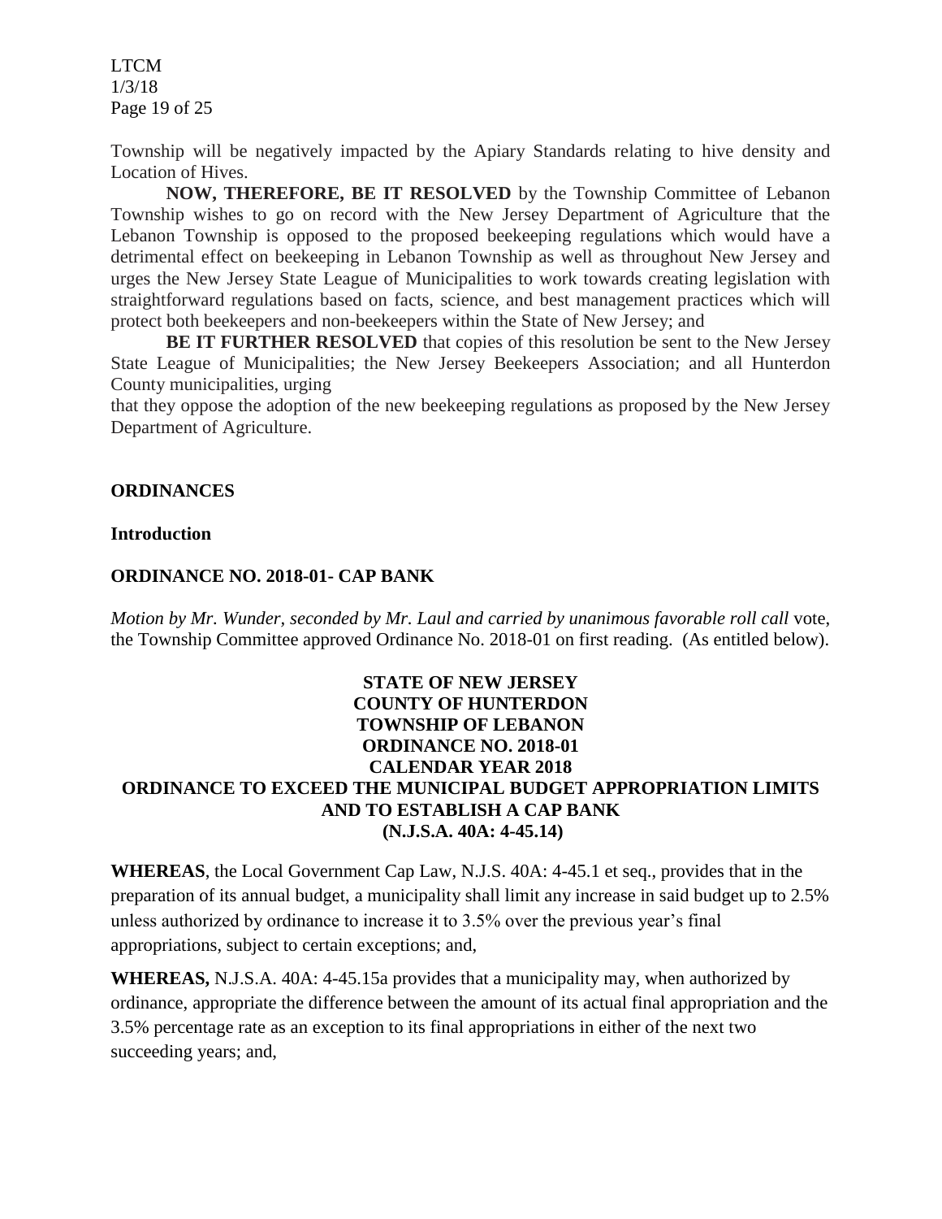Township will be negatively impacted by the Apiary Standards relating to hive density and Location of Hives.

**NOW, THEREFORE, BE IT RESOLVED** by the Township Committee of Lebanon Township wishes to go on record with the New Jersey Department of Agriculture that the Lebanon Township is opposed to the proposed beekeeping regulations which would have a detrimental effect on beekeeping in Lebanon Township as well as throughout New Jersey and urges the New Jersey State League of Municipalities to work towards creating legislation with straightforward regulations based on facts, science, and best management practices which will protect both beekeepers and non-beekeepers within the State of New Jersey; and

**BE IT FURTHER RESOLVED** that copies of this resolution be sent to the New Jersey State League of Municipalities; the New Jersey Beekeepers Association; and all Hunterdon County municipalities, urging that they oppose the adoption of the new beekeeping regulations as proposed by the New Jersey Department of Agriculture.

## ORDINANCES

### Introduction

### ORDINANCE NO. 2018-01- CAP BANK

*Motion by Mr. Wunder, seconded by Mr. Laul and carried by unanimous favorable roll call* vote, the Township Committee approved Ordinance No. 2018-01 on first reading. (As entitled below).

**STATE OF NEW JERSEY**
**COUNTY OF HUNTERDON**
**TOWNSHIP OF LEBANON**
**ORDINANCE NO. 2018-01**
**CALENDAR YEAR 2018**
**ORDINANCE TO EXCEED THE MUNICIPAL BUDGET APPROPRIATION LIMITS AND TO ESTABLISH A CAP BANK**
**(N.J.S.A. 40A: 4-45.14)**

**WHEREAS**, the Local Government Cap Law, N.J.S. 40A: 4-45.1 et seq., provides that in the preparation of its annual budget, a municipality shall limit any increase in said budget up to 2.5% unless authorized by ordinance to increase it to 3.5% over the previous year's final appropriations, subject to certain exceptions; and,

**WHEREAS,** N.J.S.A. 40A: 4-45.15a provides that a municipality may, when authorized by ordinance, appropriate the difference between the amount of its actual final appropriation and the 3.5% percentage rate as an exception to its final appropriations in either of the next two succeeding years; and,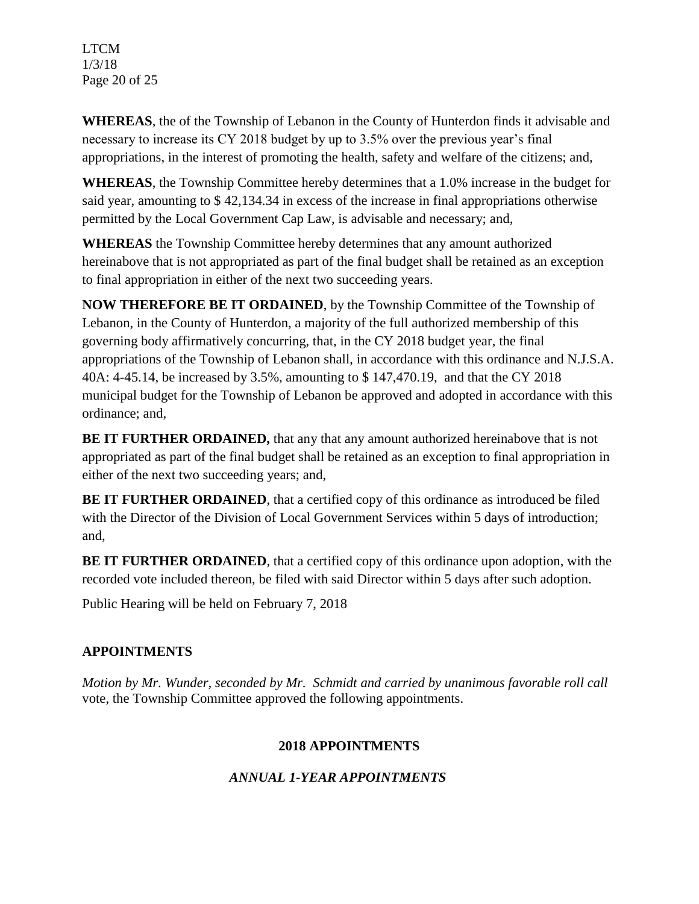**WHEREAS**, the of the Township of Lebanon in the County of Hunterdon finds it advisable and necessary to increase its CY 2018 budget by up to 3.5% over the previous year's final appropriations, in the interest of promoting the health, safety and welfare of the citizens; and,

**WHEREAS**, the Township Committee hereby determines that a 1.0% increase in the budget for said year, amounting to $ 42,134.34 in excess of the increase in final appropriations otherwise permitted by the Local Government Cap Law, is advisable and necessary; and,

**WHEREAS** the Township Committee hereby determines that any amount authorized hereinabove that is not appropriated as part of the final budget shall be retained as an exception to final appropriation in either of the next two succeeding years.

**NOW THEREFORE BE IT ORDAINED**, by the Township Committee of the Township of Lebanon, in the County of Hunterdon, a majority of the full authorized membership of this governing body affirmatively concurring, that, in the CY 2018 budget year, the final appropriations of the Township of Lebanon shall, in accordance with this ordinance and N.J.S.A. 40A: 4-45.14, be increased by 3.5%, amounting to $ 147,470.19, and that the CY 2018 municipal budget for the Township of Lebanon be approved and adopted in accordance with this ordinance; and,

**BE IT FURTHER ORDAINED,** that any that any amount authorized hereinabove that is not appropriated as part of the final budget shall be retained as an exception to final appropriation in either of the next two succeeding years; and,

**BE IT FURTHER ORDAINED**, that a certified copy of this ordinance as introduced be filed with the Director of the Division of Local Government Services within 5 days of introduction; and,

**BE IT FURTHER ORDAINED**, that a certified copy of this ordinance upon adoption, with the recorded vote included thereon, be filed with said Director within 5 days after such adoption.

Public Hearing will be held on February 7, 2018

## APPOINTMENTS

*Motion by Mr. Wunder, seconded by Mr. Schmidt and carried by unanimous favorable roll call* vote, the Township Committee approved the following appointments.

### 2018 APPOINTMENTS

#### *ANNUAL 1-YEAR APPOINTMENTS*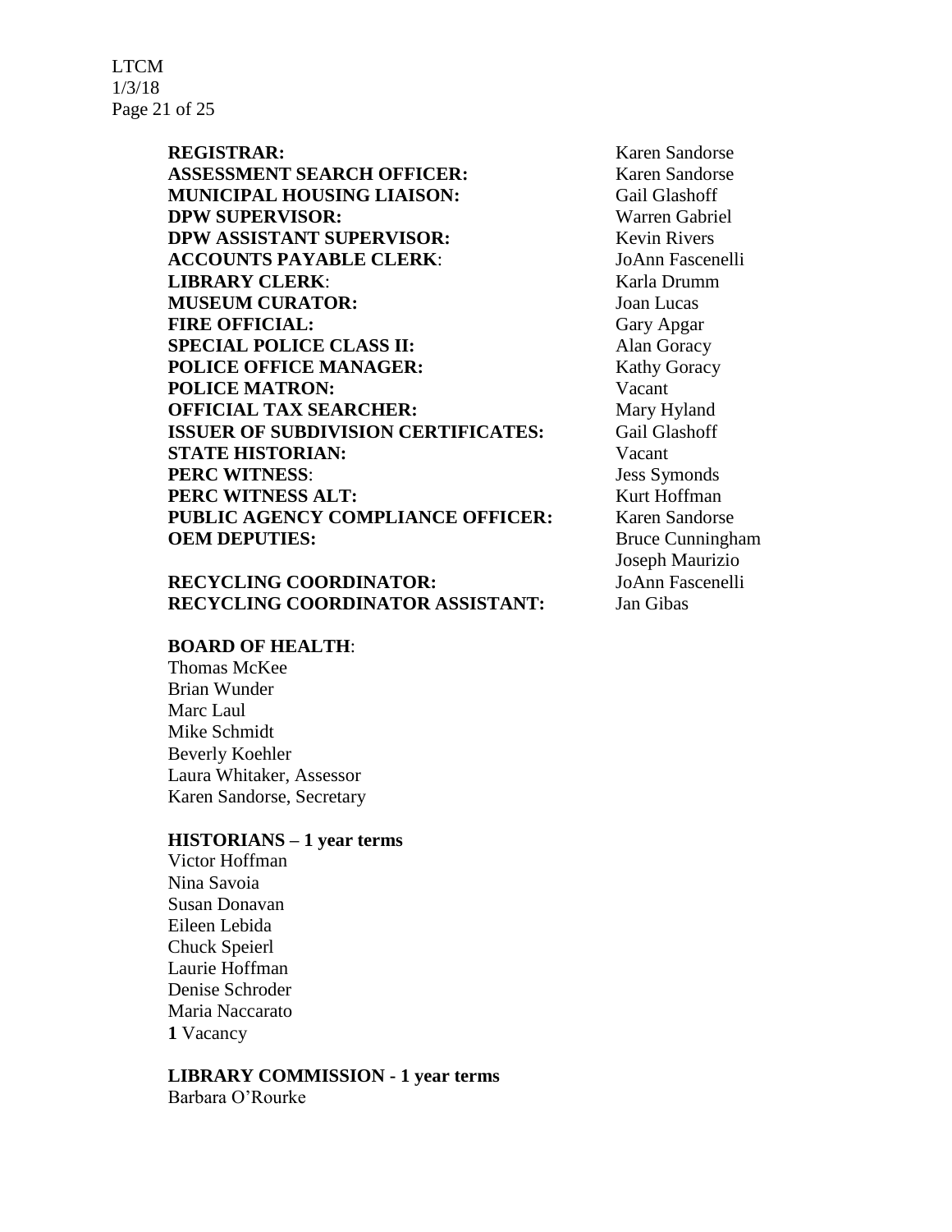**REGISTRAR:** Karen Sandorse
**ASSESSMENT SEARCH OFFICER:** Karen Sandorse
**MUNICIPAL HOUSING LIAISON:** Gail Glashoff
**DPW SUPERVISOR:** Warren Gabriel
**DPW ASSISTANT SUPERVISOR:** Kevin Rivers
**ACCOUNTS PAYABLE CLERK**: JoAnn Fascenelli
**LIBRARY CLERK**: Karla Drumm
**MUSEUM CURATOR:** Joan Lucas
**FIRE OFFICIAL:** Gary Apgar
**SPECIAL POLICE CLASS II:** Alan Goracy
**POLICE OFFICE MANAGER:** Kathy Goracy
**POLICE MATRON:** Vacant
**OFFICIAL TAX SEARCHER:** Mary Hyland
**ISSUER OF SUBDIVISION CERTIFICATES:** Gail Glashoff
**STATE HISTORIAN:** Vacant
**PERC WITNESS**: Jess Symonds
**PERC WITNESS ALT:** Kurt Hoffman
**PUBLIC AGENCY COMPLIANCE OFFICER:** Karen Sandorse
**OEM DEPUTIES:** Bruce Cunningham, Joseph Maurizio

**RECYCLING COORDINATOR:** JoAnn Fascenelli
**RECYCLING COORDINATOR ASSISTANT:** Jan Gibas

**BOARD OF HEALTH**:
Thomas McKee
Brian Wunder
Marc Laul
Mike Schmidt
Beverly Koehler
Laura Whitaker, Assessor
Karen Sandorse, Secretary

**HISTORIANS – 1 year terms**
Victor Hoffman
Nina Savoia
Susan Donavan
Eileen Lebida
Chuck Speierl
Laurie Hoffman
Denise Schroder
Maria Naccarato
**1** Vacancy

**LIBRARY COMMISSION - 1 year terms**
Barbara O'Rourke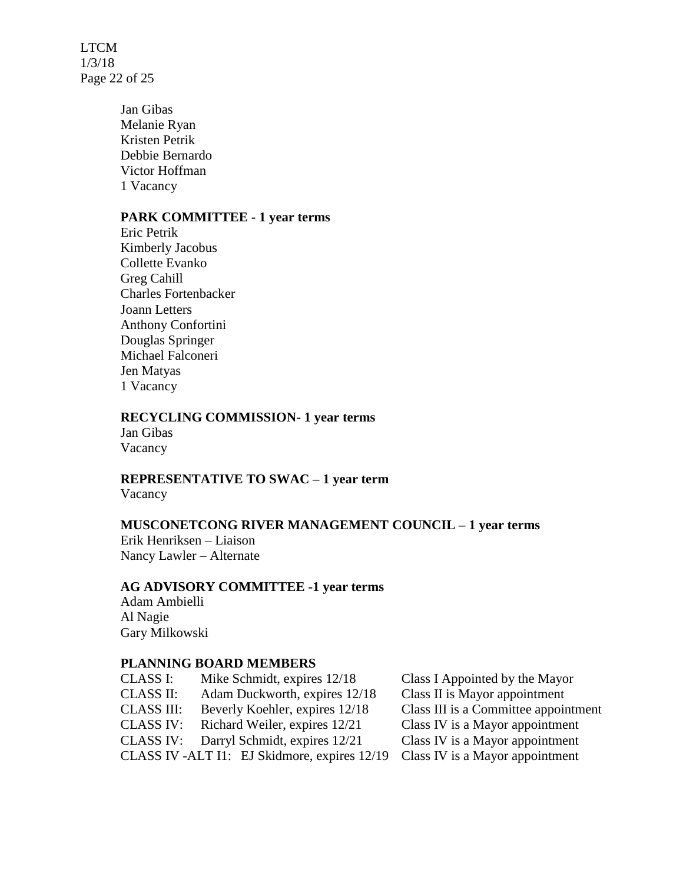Jan Gibas
Melanie Ryan
Kristen Petrik
Debbie Bernardo
Victor Hoffman
1 Vacancy

**PARK COMMITTEE - 1 year terms**
Eric Petrik
Kimberly Jacobus
Collette Evanko
Greg Cahill
Charles Fortenbacker
Joann Letters
Anthony Confortini
Douglas Springer
Michael Falconeri
Jen Matyas
1 Vacancy

**RECYCLING COMMISSION- 1 year terms**
Jan Gibas
Vacancy

**REPRESENTATIVE TO SWAC – 1 year term**
Vacancy

**MUSCONETCONG RIVER MANAGEMENT COUNCIL – 1 year terms**
Erik Henriksen – Liaison
Nancy Lawler – Alternate

**AG ADVISORY COMMITTEE -1 year terms**
Adam Ambielli
Al Nagie
Gary Milkowski

**PLANNING BOARD MEMBERS**

| | | |
|---|---|---|
| CLASS I: | Mike Schmidt, expires 12/18 | Class I Appointed by the Mayor |
| CLASS II: | Adam Duckworth, expires 12/18 | Class II is Mayor appointment |
| CLASS III: | Beverly Koehler, expires 12/18 | Class III is a Committee appointment |
| CLASS IV: | Richard Weiler, expires 12/21 | Class IV is a Mayor appointment |
| CLASS IV: | Darryl Schmidt, expires 12/21 | Class IV is a Mayor appointment |
| CLASS IV -ALT I1: | EJ Skidmore, expires 12/19 | Class IV is a Mayor appointment |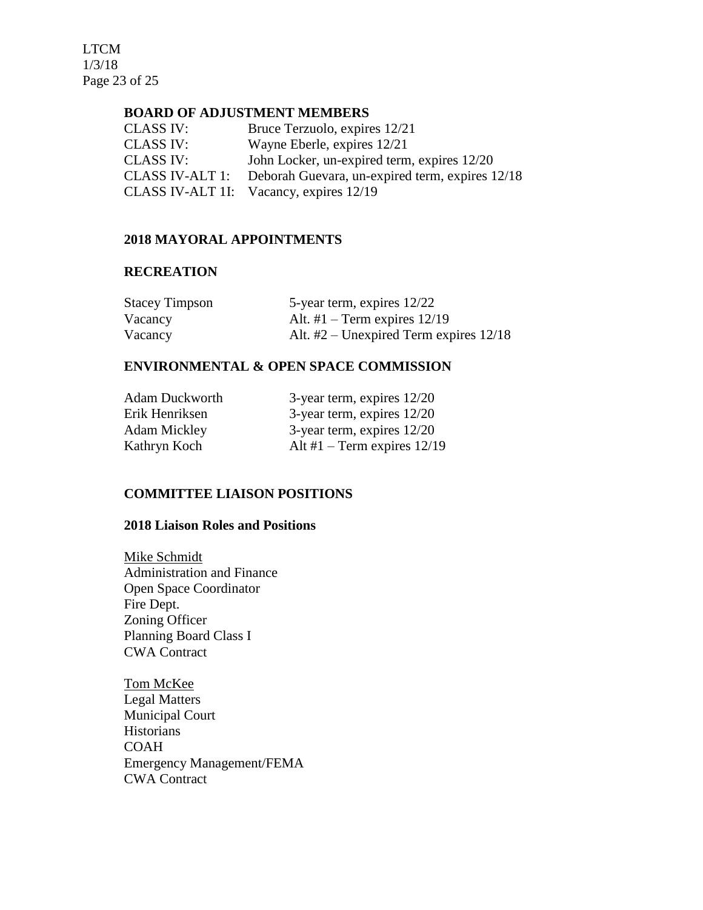**BOARD OF ADJUSTMENT MEMBERS**

| | |
|---|---|
| CLASS IV: | Bruce Terzuolo, expires 12/21 |
| CLASS IV: | Wayne Eberle, expires 12/21 |
| CLASS IV: | John Locker, un-expired term, expires 12/20 |
| CLASS IV-ALT 1: | Deborah Guevara, un-expired term, expires 12/18 |
| CLASS IV-ALT 1I: | Vacancy, expires 12/19 |

**2018 MAYORAL APPOINTMENTS**

**RECREATION**

| | |
|---|---|
| Stacey Timpson | 5-year term, expires 12/22 |
| Vacancy | Alt. #1 – Term expires 12/19 |
| Vacancy | Alt. #2 – Unexpired Term expires 12/18 |

**ENVIRONMENTAL & OPEN SPACE COMMISSION**

| | |
|---|---|
| Adam Duckworth | 3-year term, expires 12/20 |
| Erik Henriksen | 3-year term, expires 12/20 |
| Adam Mickley | 3-year term, expires 12/20 |
| Kathryn Koch | Alt #1 – Term expires 12/19 |

**COMMITTEE LIAISON POSITIONS**

**2018 Liaison Roles and Positions**

Mike Schmidt
Administration and Finance
Open Space Coordinator
Fire Dept.
Zoning Officer
Planning Board Class I
CWA Contract

Tom McKee
Legal Matters
Municipal Court
Historians
COAH
Emergency Management/FEMA
CWA Contract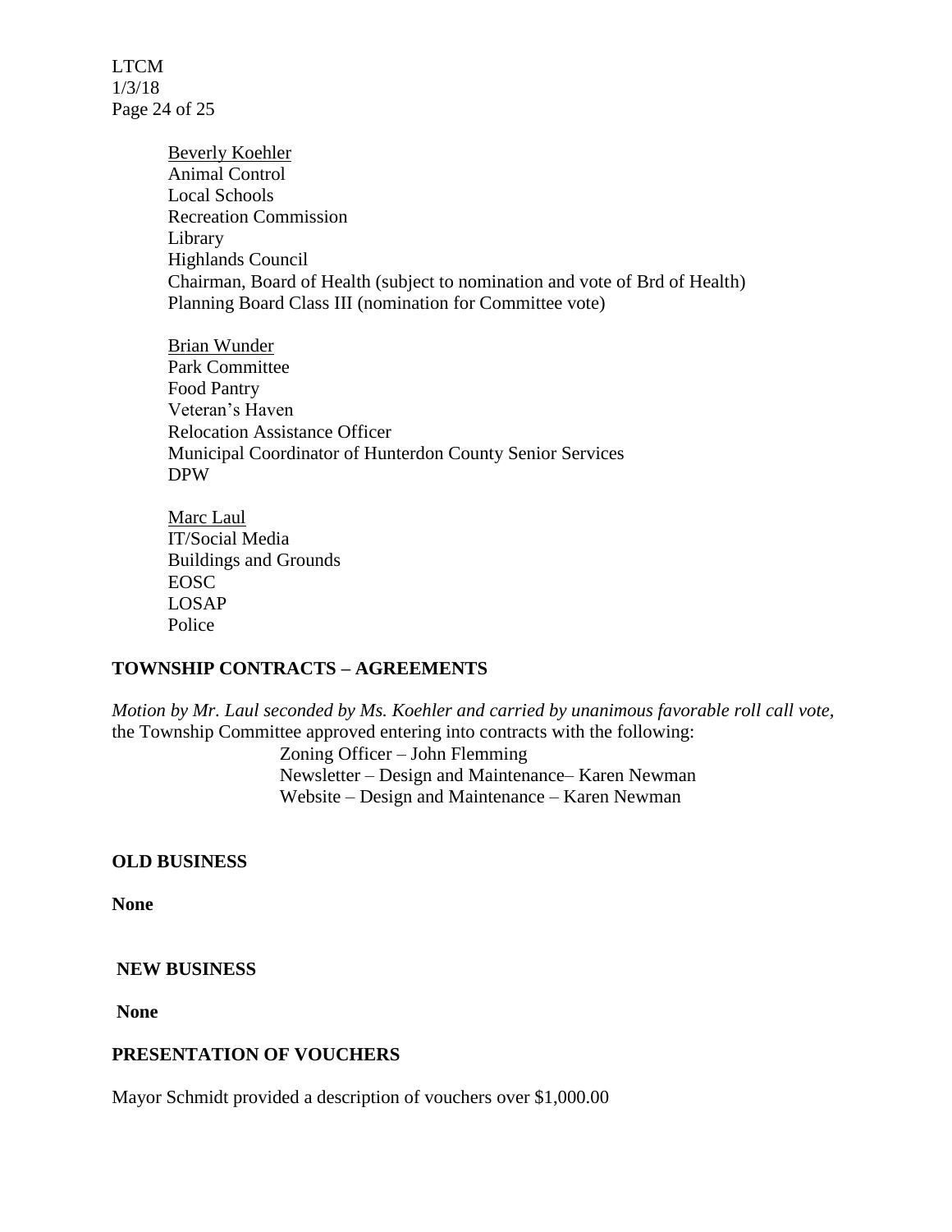Beverly Koehler
Animal Control
Local Schools
Recreation Commission
Library
Highlands Council
Chairman, Board of Health (subject to nomination and vote of Brd of Health)
Planning Board Class III (nomination for Committee vote)

Brian Wunder
Park Committee
Food Pantry
Veteran's Haven
Relocation Assistance Officer
Municipal Coordinator of Hunterdon County Senior Services
DPW

Marc Laul
IT/Social Media
Buildings and Grounds
EOSC
LOSAP
Police

**TOWNSHIP CONTRACTS – AGREEMENTS**

*Motion by Mr. Laul seconded by Ms. Koehler and carried by unanimous favorable roll call vote*, the Township Committee approved entering into contracts with the following:

Zoning Officer – John Flemming
Newsletter – Design and Maintenance– Karen Newman
Website – Design and Maintenance – Karen Newman

**OLD BUSINESS**

**None**

**NEW BUSINESS**

**None**

**PRESENTATION OF VOUCHERS**

Mayor Schmidt provided a description of vouchers over $1,000.00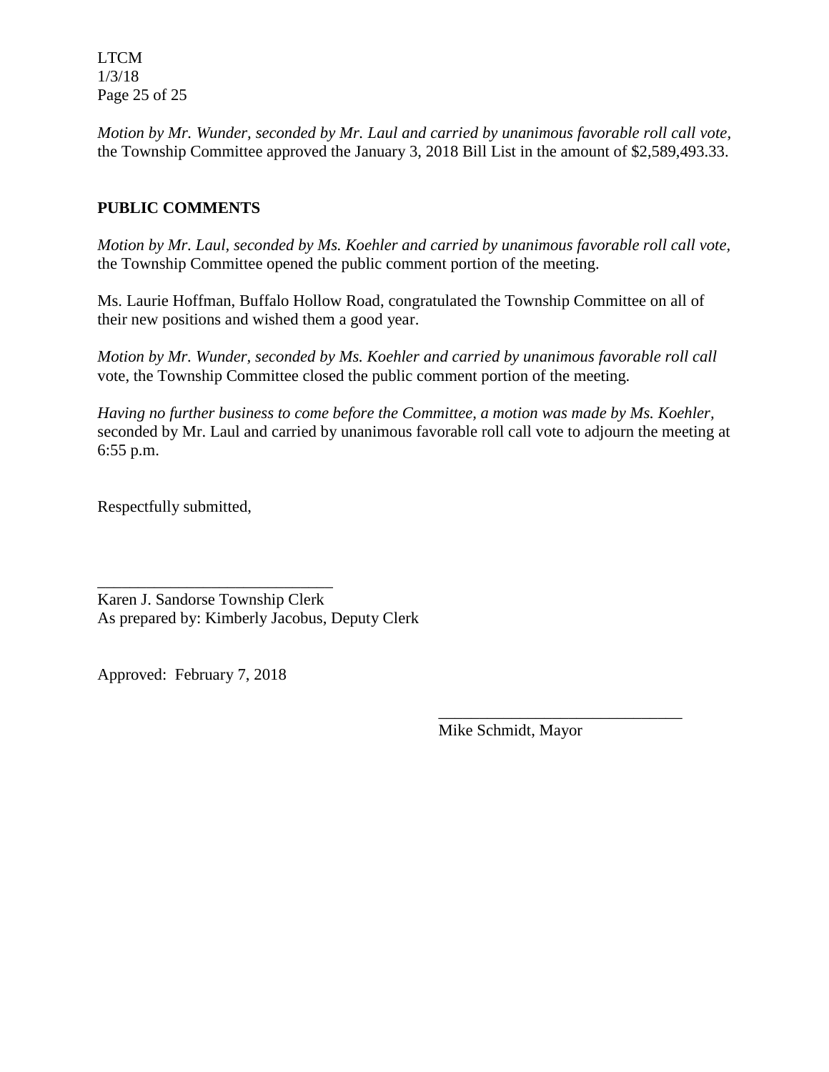*Motion by Mr. Wunder, seconded by Mr. Laul and carried by unanimous favorable roll call vote,* the Township Committee approved the January 3, 2018 Bill List in the amount of $2,589,493.33.

**PUBLIC COMMENTS**

*Motion by Mr. Laul, seconded by Ms. Koehler and carried by unanimous favorable roll call vote,* the Township Committee opened the public comment portion of the meeting.

Ms. Laurie Hoffman, Buffalo Hollow Road, congratulated the Township Committee on all of their new positions and wished them a good year.

*Motion by Mr. Wunder, seconded by Ms. Koehler and carried by unanimous favorable roll call* vote, the Township Committee closed the public comment portion of the meeting.

*Having no further business to come before the Committee, a motion was made by Ms. Koehler,* seconded by Mr. Laul and carried by unanimous favorable roll call vote to adjourn the meeting at 6:55 p.m.

Respectfully submitted,

_____________________________
Karen J. Sandorse Township Clerk
As prepared by: Kimberly Jacobus, Deputy Clerk

Approved: February 7, 2018

_____________________________
Mike Schmidt, Mayor